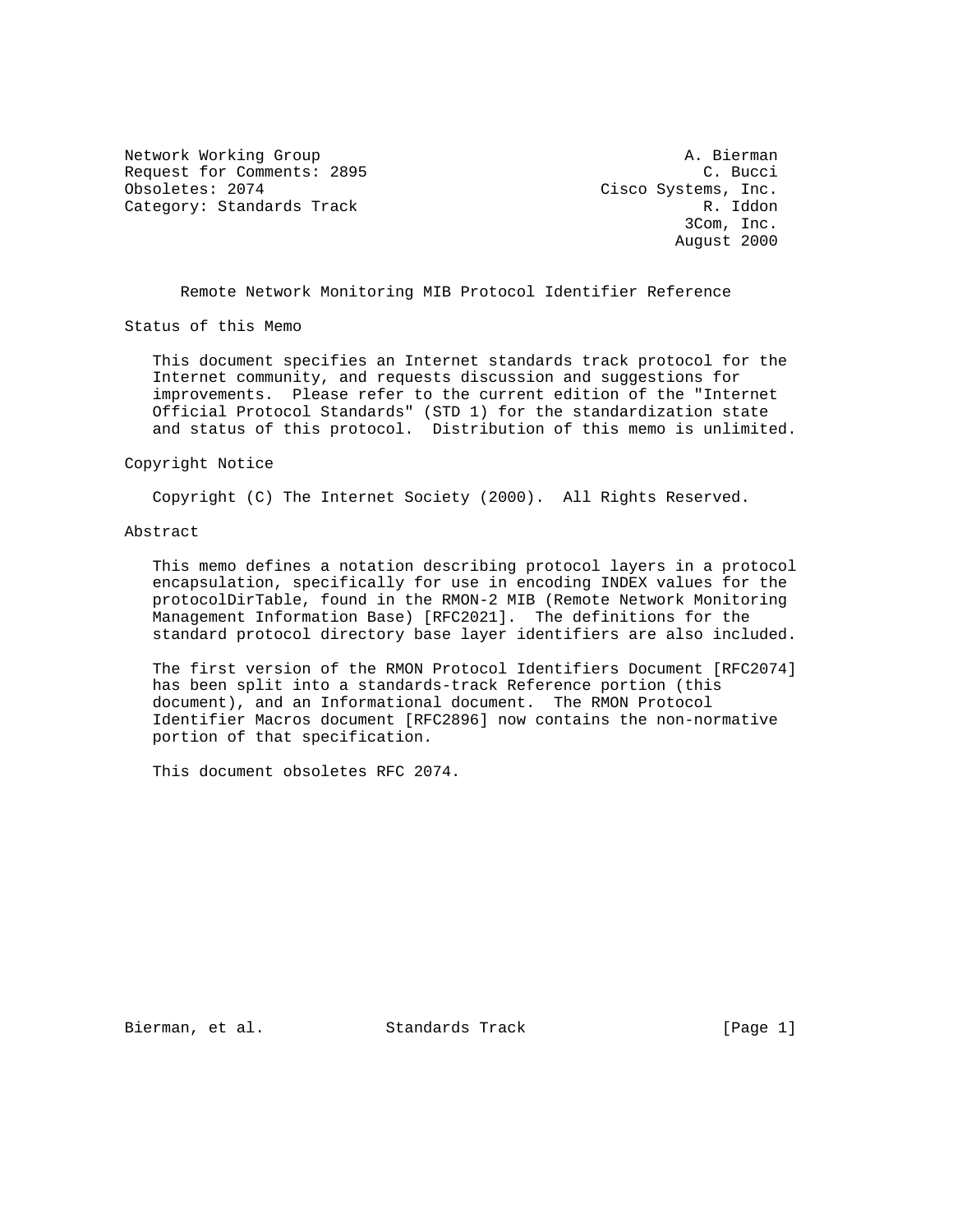Network Working Group A. Bierman
Request for Comments: 2895 C. Bucci
Obsoletes: 2074 Cisco Systems, Inc.
Category: Standards Track R. Iddon
3Com, Inc.
August 2000

# Remote Network Monitoring MIB Protocol Identifier Reference

## Status of this Memo

This document specifies an Internet standards track protocol for the Internet community, and requests discussion and suggestions for improvements. Please refer to the current edition of the "Internet Official Protocol Standards" (STD 1) for the standardization state and status of this protocol. Distribution of this memo is unlimited.

## Copyright Notice

Copyright (C) The Internet Society (2000). All Rights Reserved.

## Abstract

This memo defines a notation describing protocol layers in a protocol encapsulation, specifically for use in encoding INDEX values for the protocolDirTable, found in the RMON-2 MIB (Remote Network Monitoring Management Information Base) [RFC2021]. The definitions for the standard protocol directory base layer identifiers are also included.

The first version of the RMON Protocol Identifiers Document [RFC2074] has been split into a standards-track Reference portion (this document), and an Informational document. The RMON Protocol Identifier Macros document [RFC2896] now contains the non-normative portion of that specification.

This document obsoletes RFC 2074.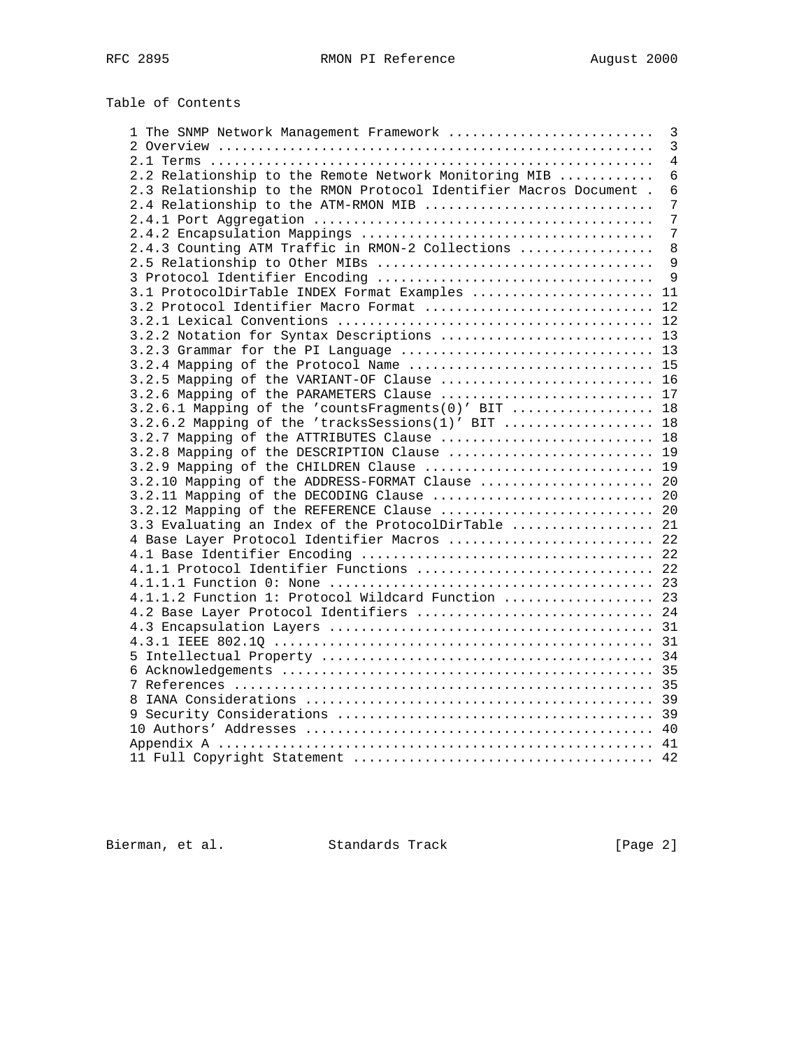Table of Contents

```
   1 The SNMP Network Management Framework .........................  3
   2 Overview ......................................................  3
   2.1 Terms .......................................................  4
   2.2 Relationship to the Remote Network Monitoring MIB ...........  6
   2.3 Relationship to the RMON Protocol Identifier Macros Document .  6
   2.4 Relationship to the ATM-RMON MIB ............................  7
   2.4.1 Port Aggregation ..........................................  7
   2.4.2 Encapsulation Mappings ....................................  7
   2.4.3 Counting ATM Traffic in RMON-2 Collections ................  8
   2.5 Relationship to Other MIBs ..................................  9
   3 Protocol Identifier Encoding ..................................  9
   3.1 ProtocolDirTable INDEX Format Examples ...................... 11
   3.2 Protocol Identifier Macro Format ............................ 12
   3.2.1 Lexical Conventions ....................................... 12
   3.2.2 Notation for Syntax Descriptions .......................... 13
   3.2.3 Grammar for the PI Language ............................... 13
   3.2.4 Mapping of the Protocol Name .............................. 15
   3.2.5 Mapping of the VARIANT-OF Clause .......................... 16
   3.2.6 Mapping of the PARAMETERS Clause .......................... 17
   3.2.6.1 Mapping of the 'countsFragments(0)' BIT ................. 18
   3.2.6.2 Mapping of the 'tracksSessions(1)' BIT .................. 18
   3.2.7 Mapping of the ATTRIBUTES Clause .......................... 18
   3.2.8 Mapping of the DESCRIPTION Clause ......................... 19
   3.2.9 Mapping of the CHILDREN Clause ............................ 19
   3.2.10 Mapping of the ADDRESS-FORMAT Clause ..................... 20
   3.2.11 Mapping of the DECODING Clause ........................... 20
   3.2.12 Mapping of the REFERENCE Clause .......................... 20
   3.3 Evaluating an Index of the ProtocolDirTable ................. 21
   4 Base Layer Protocol Identifier Macros ......................... 22
   4.1 Base Identifier Encoding .................................... 22
   4.1.1 Protocol Identifier Functions ............................. 22
   4.1.1.1 Function 0: None ........................................ 23
   4.1.1.2 Function 1: Protocol Wildcard Function .................. 23
   4.2 Base Layer Protocol Identifiers ............................. 24
   4.3 Encapsulation Layers ........................................ 31
   4.3.1 IEEE 802.1Q ............................................... 31
   5 Intellectual Property ......................................... 34
   6 Acknowledgements .............................................. 35
   7 References .................................................... 35
   8 IANA Considerations ........................................... 39
   9 Security Considerations ....................................... 39
   10 Authors' Addresses ........................................... 40
   Appendix A ...................................................... 41
   11 Full Copyright Statement ..................................... 42
```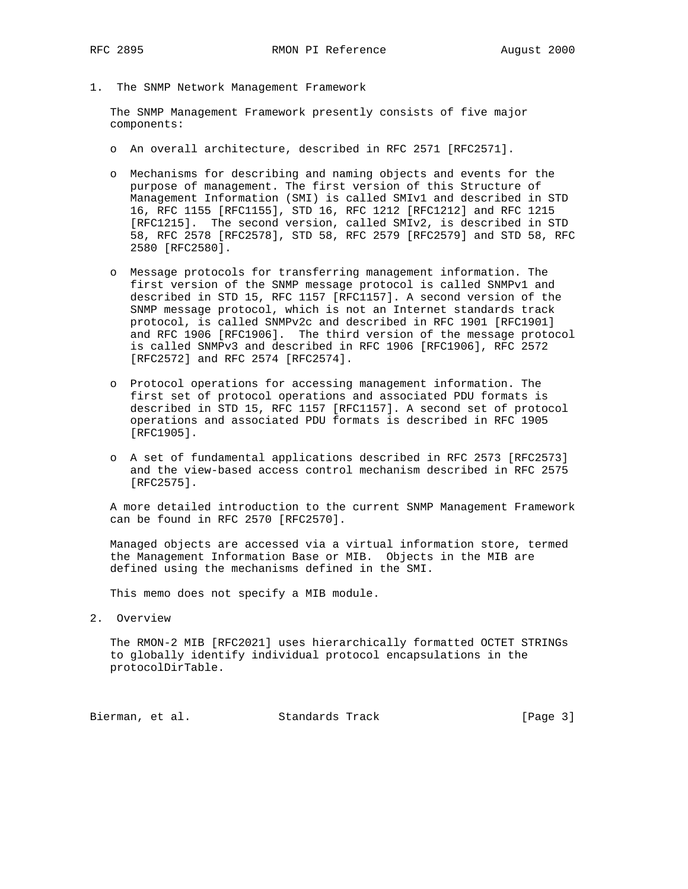## 1. The SNMP Network Management Framework

The SNMP Management Framework presently consists of five major components:

- An overall architecture, described in RFC 2571 [RFC2571].

- Mechanisms for describing and naming objects and events for the purpose of management. The first version of this Structure of Management Information (SMI) is called SMIv1 and described in STD 16, RFC 1155 [RFC1155], STD 16, RFC 1212 [RFC1212] and RFC 1215 [RFC1215]. The second version, called SMIv2, is described in STD 58, RFC 2578 [RFC2578], STD 58, RFC 2579 [RFC2579] and STD 58, RFC 2580 [RFC2580].

- Message protocols for transferring management information. The first version of the SNMP message protocol is called SNMPv1 and described in STD 15, RFC 1157 [RFC1157]. A second version of the SNMP message protocol, which is not an Internet standards track protocol, is called SNMPv2c and described in RFC 1901 [RFC1901] and RFC 1906 [RFC1906]. The third version of the message protocol is called SNMPv3 and described in RFC 1906 [RFC1906], RFC 2572 [RFC2572] and RFC 2574 [RFC2574].

- Protocol operations for accessing management information. The first set of protocol operations and associated PDU formats is described in STD 15, RFC 1157 [RFC1157]. A second set of protocol operations and associated PDU formats is described in RFC 1905 [RFC1905].

- A set of fundamental applications described in RFC 2573 [RFC2573] and the view-based access control mechanism described in RFC 2575 [RFC2575].

A more detailed introduction to the current SNMP Management Framework can be found in RFC 2570 [RFC2570].

Managed objects are accessed via a virtual information store, termed the Management Information Base or MIB. Objects in the MIB are defined using the mechanisms defined in the SMI.

This memo does not specify a MIB module.

## 2. Overview

The RMON-2 MIB [RFC2021] uses hierarchically formatted OCTET STRINGs to globally identify individual protocol encapsulations in the protocolDirTable.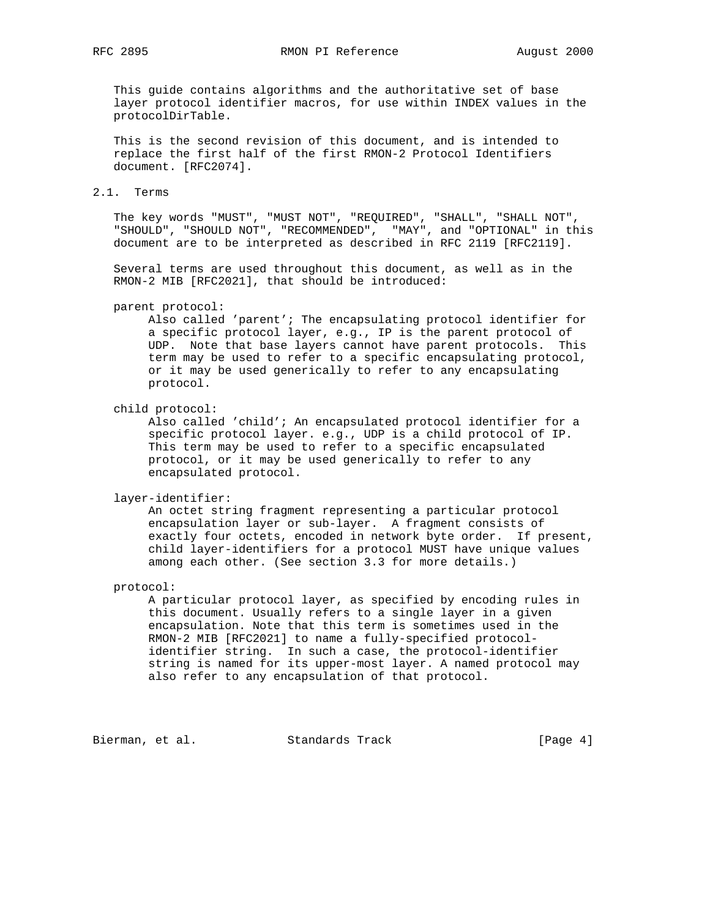This guide contains algorithms and the authoritative set of base layer protocol identifier macros, for use within INDEX values in the protocolDirTable.

This is the second revision of this document, and is intended to replace the first half of the first RMON-2 Protocol Identifiers document. [RFC2074].

## 2.1. Terms

The key words "MUST", "MUST NOT", "REQUIRED", "SHALL", "SHALL NOT", "SHOULD", "SHOULD NOT", "RECOMMENDED", "MAY", and "OPTIONAL" in this document are to be interpreted as described in RFC 2119 [RFC2119].

Several terms are used throughout this document, as well as in the RMON-2 MIB [RFC2021], that should be introduced:

parent protocol:
: Also called 'parent'; The encapsulating protocol identifier for a specific protocol layer, e.g., IP is the parent protocol of UDP. Note that base layers cannot have parent protocols. This term may be used to refer to a specific encapsulating protocol, or it may be used generically to refer to any encapsulating protocol.

child protocol:
: Also called 'child'; An encapsulated protocol identifier for a specific protocol layer. e.g., UDP is a child protocol of IP. This term may be used to refer to a specific encapsulated protocol, or it may be used generically to refer to any encapsulated protocol.

layer-identifier:
: An octet string fragment representing a particular protocol encapsulation layer or sub-layer. A fragment consists of exactly four octets, encoded in network byte order. If present, child layer-identifiers for a protocol MUST have unique values among each other. (See section 3.3 for more details.)

protocol:
: A particular protocol layer, as specified by encoding rules in this document. Usually refers to a single layer in a given encapsulation. Note that this term is sometimes used in the RMON-2 MIB [RFC2021] to name a fully-specified protocol-identifier string. In such a case, the protocol-identifier string is named for its upper-most layer. A named protocol may also refer to any encapsulation of that protocol.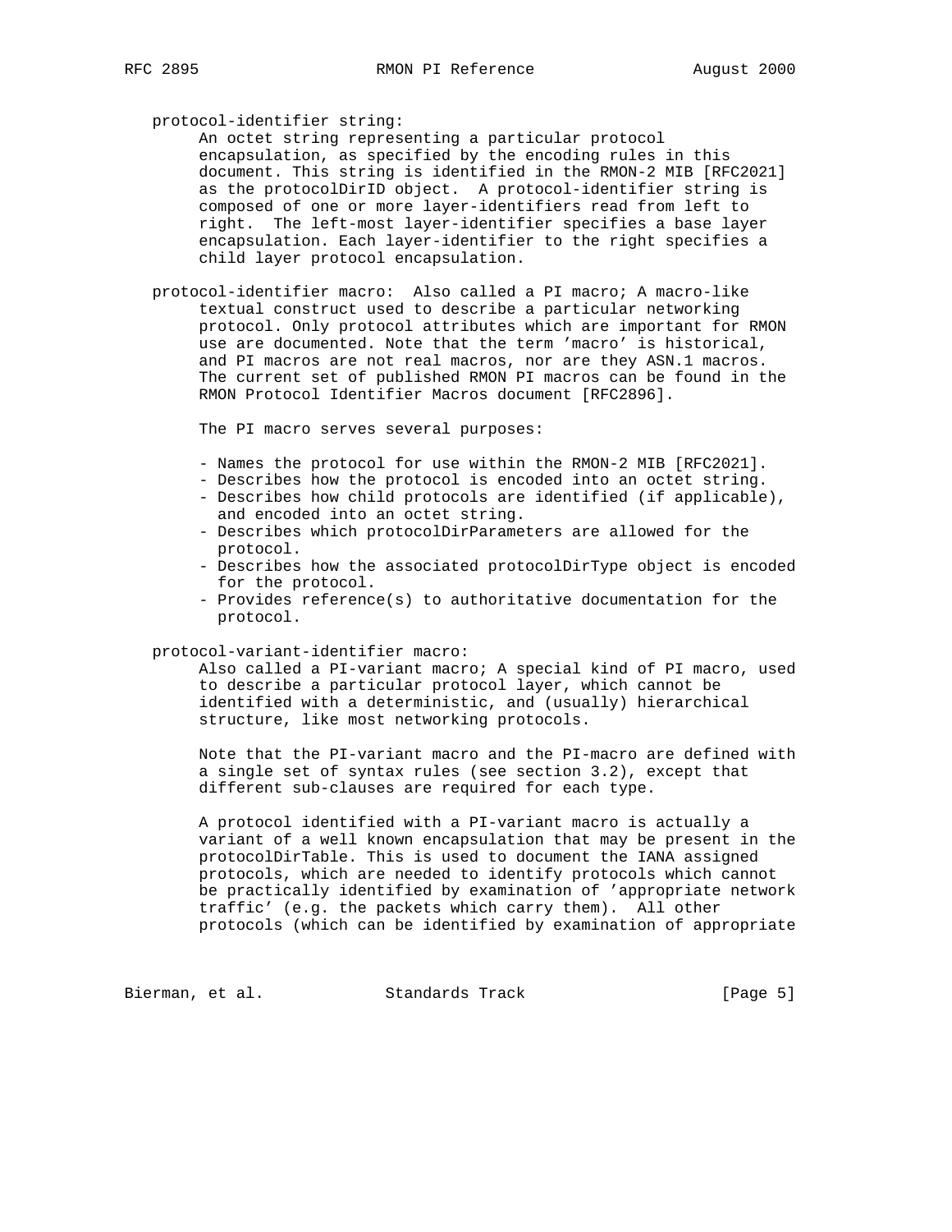protocol-identifier string:

An octet string representing a particular protocol encapsulation, as specified by the encoding rules in this document. This string is identified in the RMON-2 MIB [RFC2021] as the protocolDirID object. A protocol-identifier string is composed of one or more layer-identifiers read from left to right. The left-most layer-identifier specifies a base layer encapsulation. Each layer-identifier to the right specifies a child layer protocol encapsulation.

protocol-identifier macro: Also called a PI macro; A macro-like textual construct used to describe a particular networking protocol. Only protocol attributes which are important for RMON use are documented. Note that the term 'macro' is historical, and PI macros are not real macros, nor are they ASN.1 macros. The current set of published RMON PI macros can be found in the RMON Protocol Identifier Macros document [RFC2896].

The PI macro serves several purposes:

- Names the protocol for use within the RMON-2 MIB [RFC2021].
- Describes how the protocol is encoded into an octet string.
- Describes how child protocols are identified (if applicable), and encoded into an octet string.
- Describes which protocolDirParameters are allowed for the protocol.
- Describes how the associated protocolDirType object is encoded for the protocol.
- Provides reference(s) to authoritative documentation for the protocol.

protocol-variant-identifier macro:

Also called a PI-variant macro; A special kind of PI macro, used to describe a particular protocol layer, which cannot be identified with a deterministic, and (usually) hierarchical structure, like most networking protocols.

Note that the PI-variant macro and the PI-macro are defined with a single set of syntax rules (see section 3.2), except that different sub-clauses are required for each type.

A protocol identified with a PI-variant macro is actually a variant of a well known encapsulation that may be present in the protocolDirTable. This is used to document the IANA assigned protocols, which are needed to identify protocols which cannot be practically identified by examination of 'appropriate network traffic' (e.g. the packets which carry them). All other protocols (which can be identified by examination of appropriate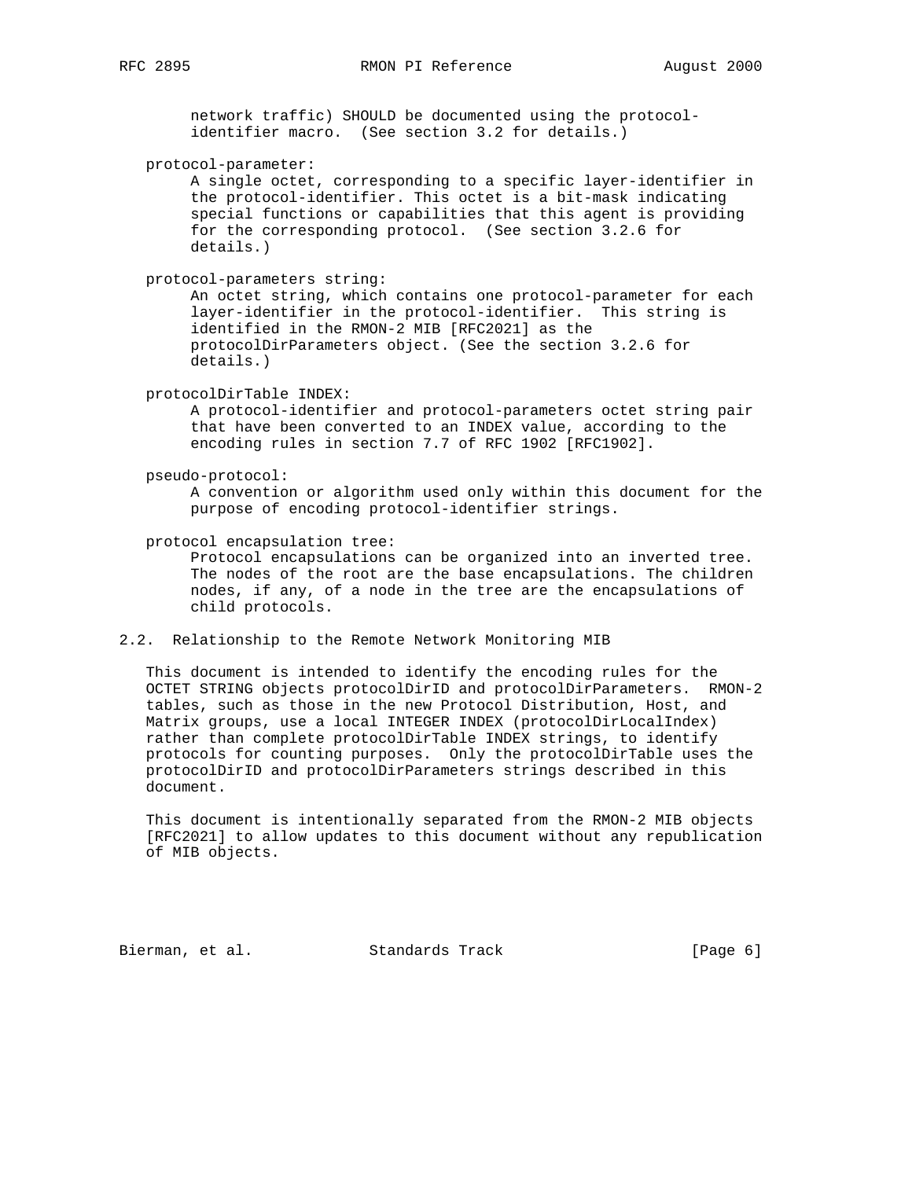network traffic) SHOULD be documented using the protocol-identifier macro. (See section 3.2 for details.)

protocol-parameter:
A single octet, corresponding to a specific layer-identifier in the protocol-identifier. This octet is a bit-mask indicating special functions or capabilities that this agent is providing for the corresponding protocol. (See section 3.2.6 for details.)

protocol-parameters string:
An octet string, which contains one protocol-parameter for each layer-identifier in the protocol-identifier. This string is identified in the RMON-2 MIB [RFC2021] as the protocolDirParameters object. (See the section 3.2.6 for details.)

protocolDirTable INDEX:
A protocol-identifier and protocol-parameters octet string pair that have been converted to an INDEX value, according to the encoding rules in section 7.7 of RFC 1902 [RFC1902].

pseudo-protocol:
A convention or algorithm used only within this document for the purpose of encoding protocol-identifier strings.

protocol encapsulation tree:
Protocol encapsulations can be organized into an inverted tree. The nodes of the root are the base encapsulations. The children nodes, if any, of a node in the tree are the encapsulations of child protocols.

## 2.2. Relationship to the Remote Network Monitoring MIB

This document is intended to identify the encoding rules for the OCTET STRING objects protocolDirID and protocolDirParameters. RMON-2 tables, such as those in the new Protocol Distribution, Host, and Matrix groups, use a local INTEGER INDEX (protocolDirLocalIndex) rather than complete protocolDirTable INDEX strings, to identify protocols for counting purposes. Only the protocolDirTable uses the protocolDirID and protocolDirParameters strings described in this document.

This document is intentionally separated from the RMON-2 MIB objects [RFC2021] to allow updates to this document without any republication of MIB objects.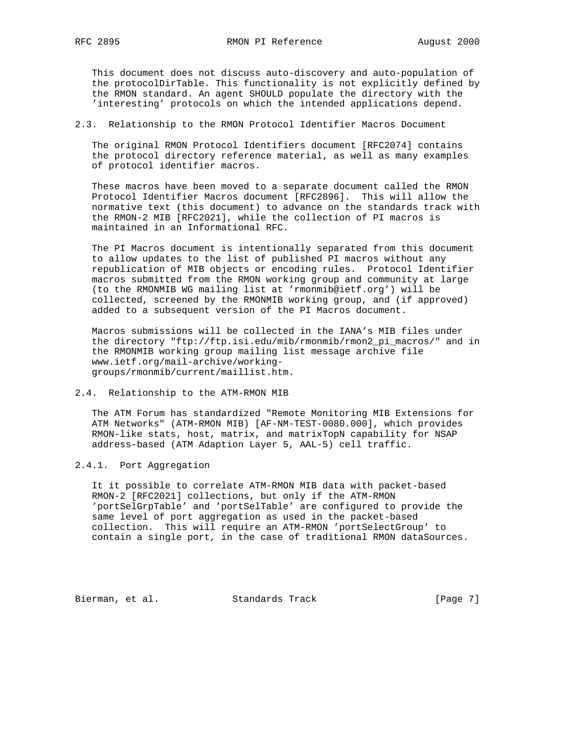This document does not discuss auto-discovery and auto-population of the protocolDirTable. This functionality is not explicitly defined by the RMON standard. An agent SHOULD populate the directory with the 'interesting' protocols on which the intended applications depend.

## 2.3. Relationship to the RMON Protocol Identifier Macros Document

The original RMON Protocol Identifiers document [RFC2074] contains the protocol directory reference material, as well as many examples of protocol identifier macros.

These macros have been moved to a separate document called the RMON Protocol Identifier Macros document [RFC2896]. This will allow the normative text (this document) to advance on the standards track with the RMON-2 MIB [RFC2021], while the collection of PI macros is maintained in an Informational RFC.

The PI Macros document is intentionally separated from this document to allow updates to the list of published PI macros without any republication of MIB objects or encoding rules. Protocol Identifier macros submitted from the RMON working group and community at large (to the RMONMIB WG mailing list at 'rmonmib@ietf.org') will be collected, screened by the RMONMIB working group, and (if approved) added to a subsequent version of the PI Macros document.

Macros submissions will be collected in the IANA's MIB files under the directory "ftp://ftp.isi.edu/mib/rmonmib/rmon2_pi_macros/" and in the RMONMIB working group mailing list message archive file www.ietf.org/mail-archive/working-groups/rmonmib/current/maillist.htm.

## 2.4. Relationship to the ATM-RMON MIB

The ATM Forum has standardized "Remote Monitoring MIB Extensions for ATM Networks" (ATM-RMON MIB) [AF-NM-TEST-0080.000], which provides RMON-like stats, host, matrix, and matrixTopN capability for NSAP address-based (ATM Adaption Layer 5, AAL-5) cell traffic.

### 2.4.1. Port Aggregation

It it possible to correlate ATM-RMON MIB data with packet-based RMON-2 [RFC2021] collections, but only if the ATM-RMON 'portSelGrpTable' and 'portSelTable' are configured to provide the same level of port aggregation as used in the packet-based collection. This will require an ATM-RMON 'portSelectGroup' to contain a single port, in the case of traditional RMON dataSources.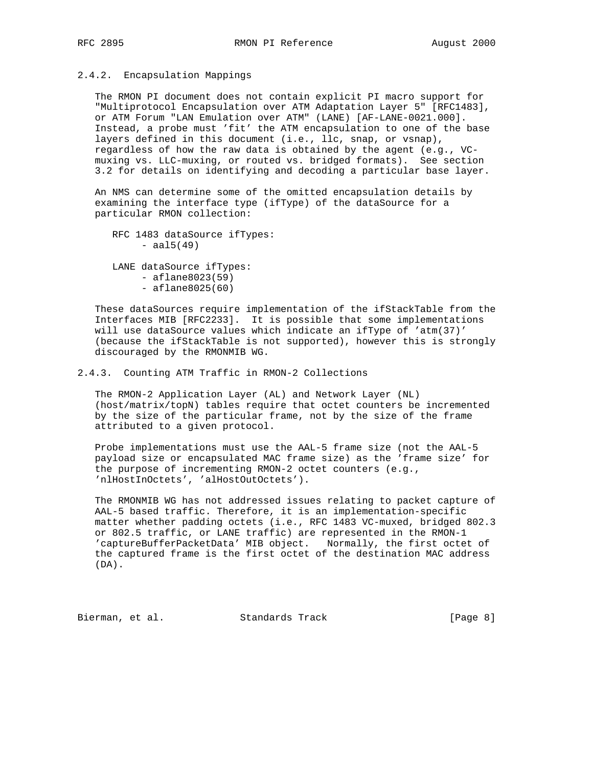### 2.4.2. Encapsulation Mappings

The RMON PI document does not contain explicit PI macro support for "Multiprotocol Encapsulation over ATM Adaptation Layer 5" [RFC1483], or ATM Forum "LAN Emulation over ATM" (LANE) [AF-LANE-0021.000]. Instead, a probe must 'fit' the ATM encapsulation to one of the base layers defined in this document (i.e., llc, snap, or vsnap), regardless of how the raw data is obtained by the agent (e.g., VC-muxing vs. LLC-muxing, or routed vs. bridged formats). See section 3.2 for details on identifying and decoding a particular base layer.

An NMS can determine some of the omitted encapsulation details by examining the interface type (ifType) of the dataSource for a particular RMON collection:

RFC 1483 dataSource ifTypes:
- aal5(49)

LANE dataSource ifTypes:
- aflane8023(59)
- aflane8025(60)

These dataSources require implementation of the ifStackTable from the Interfaces MIB [RFC2233]. It is possible that some implementations will use dataSource values which indicate an ifType of 'atm(37)' (because the ifStackTable is not supported), however this is strongly discouraged by the RMONMIB WG.

### 2.4.3. Counting ATM Traffic in RMON-2 Collections

The RMON-2 Application Layer (AL) and Network Layer (NL) (host/matrix/topN) tables require that octet counters be incremented by the size of the particular frame, not by the size of the frame attributed to a given protocol.

Probe implementations must use the AAL-5 frame size (not the AAL-5 payload size or encapsulated MAC frame size) as the 'frame size' for the purpose of incrementing RMON-2 octet counters (e.g., 'nlHostInOctets', 'alHostOutOctets').

The RMONMIB WG has not addressed issues relating to packet capture of AAL-5 based traffic. Therefore, it is an implementation-specific matter whether padding octets (i.e., RFC 1483 VC-muxed, bridged 802.3 or 802.5 traffic, or LANE traffic) are represented in the RMON-1 'captureBufferPacketData' MIB object. Normally, the first octet of the captured frame is the first octet of the destination MAC address (DA).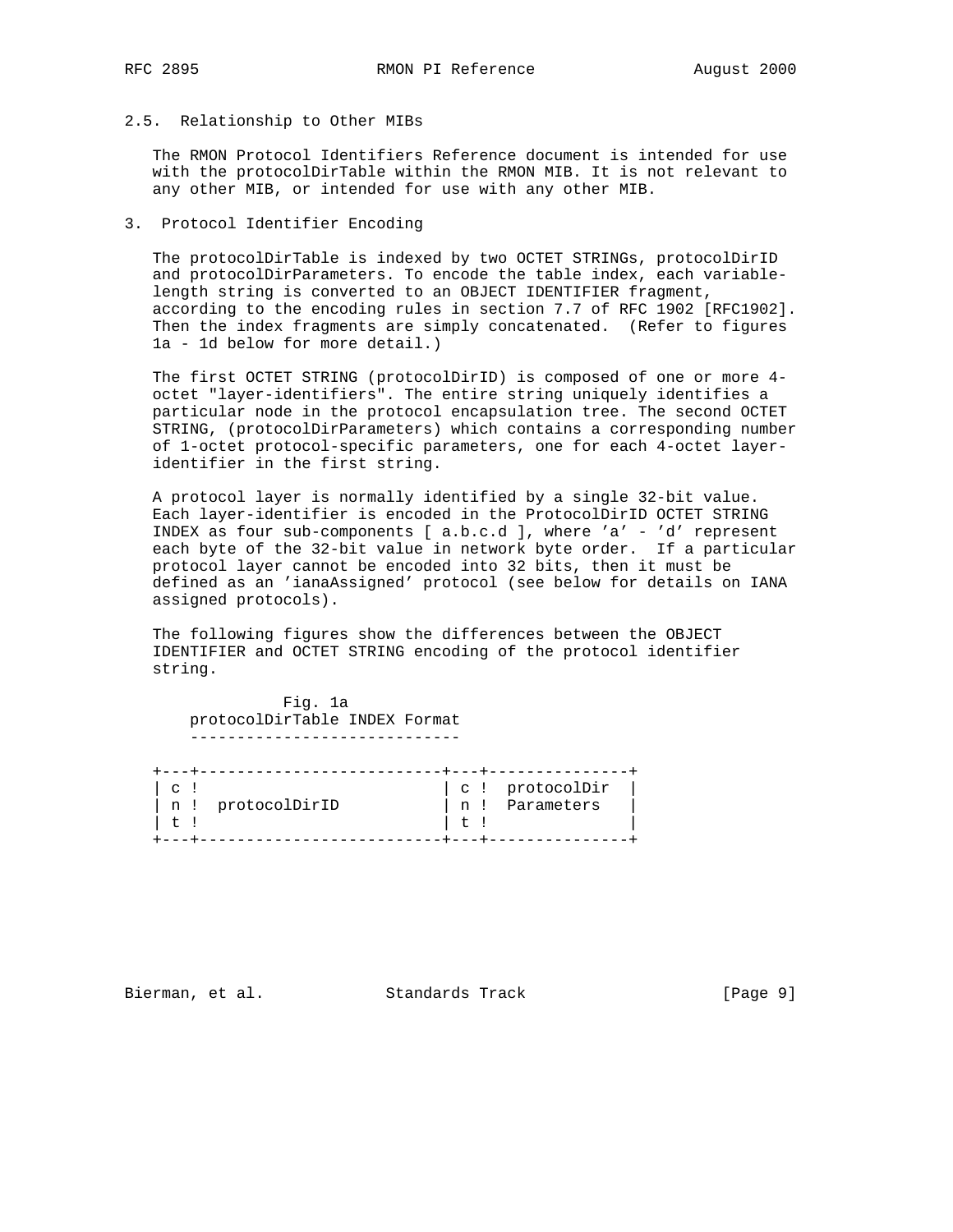## 2.5. Relationship to Other MIBs

The RMON Protocol Identifiers Reference document is intended for use with the protocolDirTable within the RMON MIB. It is not relevant to any other MIB, or intended for use with any other MIB.

# 3. Protocol Identifier Encoding

The protocolDirTable is indexed by two OCTET STRINGs, protocolDirID and protocolDirParameters. To encode the table index, each variable-length string is converted to an OBJECT IDENTIFIER fragment, according to the encoding rules in section 7.7 of RFC 1902 [RFC1902]. Then the index fragments are simply concatenated. (Refer to figures 1a - 1d below for more detail.)

The first OCTET STRING (protocolDirID) is composed of one or more 4-octet "layer-identifiers". The entire string uniquely identifies a particular node in the protocol encapsulation tree. The second OCTET STRING, (protocolDirParameters) which contains a corresponding number of 1-octet protocol-specific parameters, one for each 4-octet layer-identifier in the first string.

A protocol layer is normally identified by a single 32-bit value. Each layer-identifier is encoded in the ProtocolDirID OCTET STRING INDEX as four sub-components [ a.b.c.d ], where 'a' - 'd' represent each byte of the 32-bit value in network byte order. If a particular protocol layer cannot be encoded into 32 bits, then it must be defined as an 'ianaAssigned' protocol (see below for details on IANA assigned protocols).

The following figures show the differences between the OBJECT IDENTIFIER and OCTET STRING encoding of the protocol identifier string.

```
              Fig. 1a
    protocolDirTable INDEX Format
    -----------------------------

+---+--------------------------+---+---------------+
| c !                          | c !  protocolDir  |
| n !  protocolDirID           | n !  Parameters   |
| t !                          | t !               |
+---+--------------------------+---+---------------+
```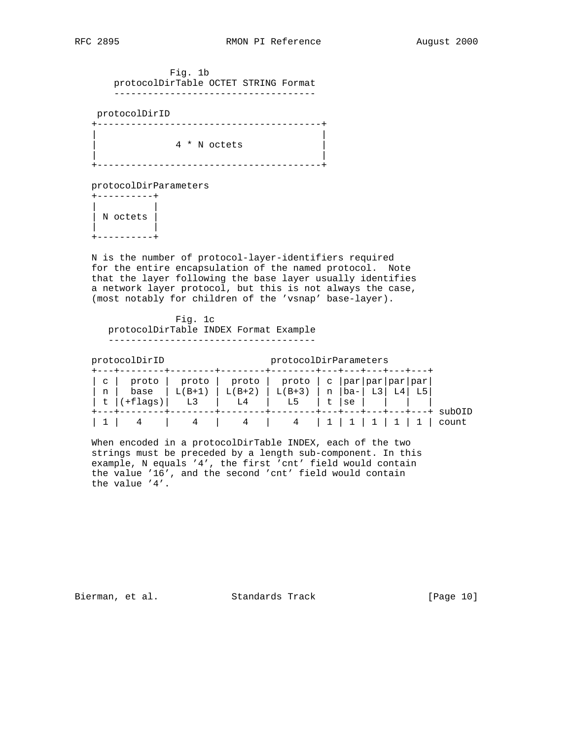```
              Fig. 1b
     protocolDirTable OCTET STRING Format
     -----------------------------------

    protocolDirID
   +----------------------------------------+
   |                                        |
   |             4 * N octets               |
   |                                        |
   +----------------------------------------+

   protocolDirParameters
   +----------+
   |          |
   | N octets |
   |          |
   +----------+
```

N is the number of protocol-layer-identifiers required for the entire encapsulation of the named protocol. Note that the layer following the base layer usually identifies a network layer protocol, but this is not always the case, (most notably for children of the 'vsnap' base-layer).

```
               Fig. 1c
    protocolDirTable INDEX Format Example
    -------------------------------------

   protocolDirID                   protocolDirParameters
   +---+--------+--------+--------+--------+---+---+---+---+---+
   | c |  proto |  proto |  proto |  proto | c |par|par|par|par|
   | n |  base  | L(B+1) | L(B+2) | L(B+3) | n |ba-| L3| L4| L5|
   | t |(+flags)|   L3   |   L4   |   L5   | t |se |   |   |   |
   +---+--------+--------+--------+--------+---+---+---+---+---+ subOID
   | 1 |   4    |    4   |    4   |    4   | 1 | 1 | 1 | 1 | 1 | count
```

When encoded in a protocolDirTable INDEX, each of the two strings must be preceded by a length sub-component. In this example, N equals '4', the first 'cnt' field would contain the value '16', and the second 'cnt' field would contain the value '4'.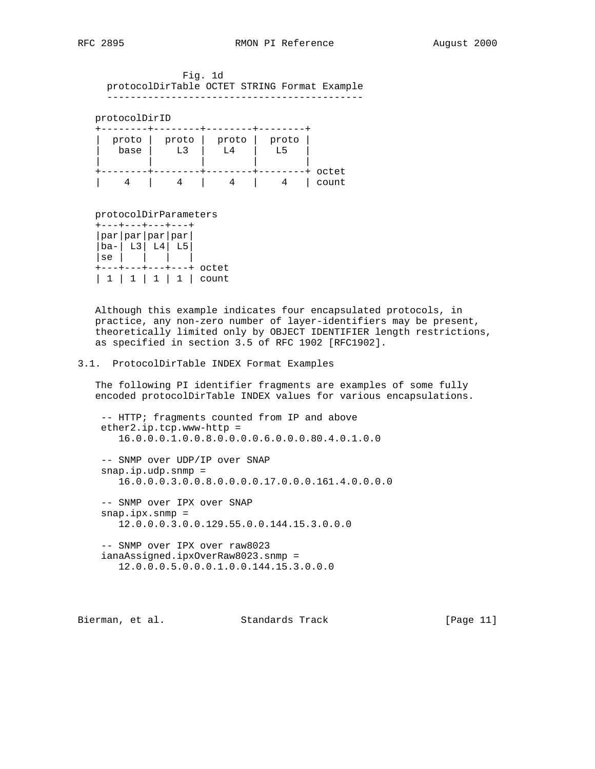```
              Fig. 1d
     protocolDirTable OCTET STRING Format Example
     -------------------------------------------

   protocolDirID
   +--------+--------+--------+--------+
   |  proto |  proto |  proto |  proto |
   |   base |    L3  |   L4   |   L5   |
   |        |        |        |        |
   +--------+--------+--------+--------+ octet
   |    4   |    4   |    4   |    4   | count

   protocolDirParameters
   +---+---+---+---+
   |par|par|par|par|
   |ba-| L3| L4| L5|
   |se |   |   |   |
   +---+---+---+---+ octet
   | 1 | 1 | 1 | 1 | count
```

Although this example indicates four encapsulated protocols, in practice, any non-zero number of layer-identifiers may be present, theoretically limited only by OBJECT IDENTIFIER length restrictions, as specified in section 3.5 of RFC 1902 [RFC1902].

## 3.1. ProtocolDirTable INDEX Format Examples

The following PI identifier fragments are examples of some fully encoded protocolDirTable INDEX values for various encapsulations.

```
 -- HTTP; fragments counted from IP and above
 ether2.ip.tcp.www-http =
    16.0.0.0.1.0.0.8.0.0.0.0.6.0.0.0.80.4.0.1.0.0

 -- SNMP over UDP/IP over SNAP
 snap.ip.udp.snmp =
    16.0.0.0.3.0.0.8.0.0.0.0.17.0.0.0.161.4.0.0.0.0

 -- SNMP over IPX over SNAP
 snap.ipx.snmp =
    12.0.0.0.3.0.0.129.55.0.0.144.15.3.0.0.0

 -- SNMP over IPX over raw8023
 ianaAssigned.ipxOverRaw8023.snmp =
    12.0.0.0.5.0.0.0.1.0.0.144.15.3.0.0.0
```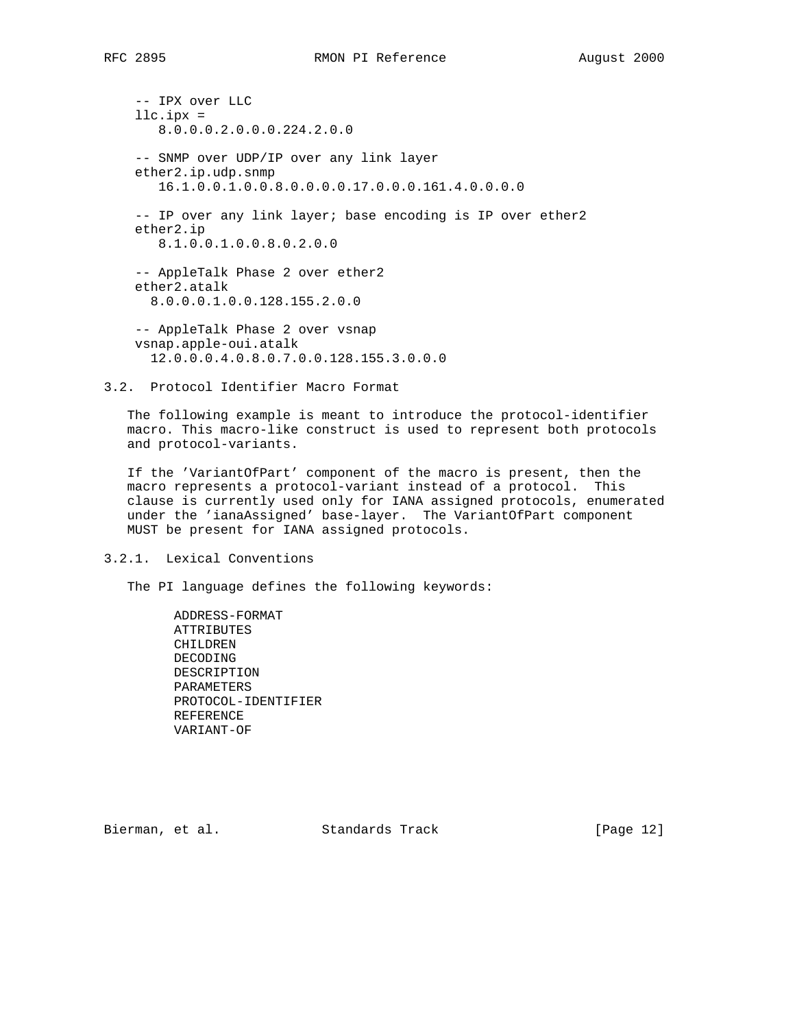```
-- IPX over LLC
llc.ipx =
   8.0.0.0.2.0.0.0.224.2.0.0

-- SNMP over UDP/IP over any link layer
ether2.ip.udp.snmp
   16.1.0.0.1.0.0.8.0.0.0.0.17.0.0.0.161.4.0.0.0.0

-- IP over any link layer; base encoding is IP over ether2
ether2.ip
   8.1.0.0.1.0.0.8.0.2.0.0

-- AppleTalk Phase 2 over ether2
ether2.atalk
  8.0.0.0.1.0.0.128.155.2.0.0

-- AppleTalk Phase 2 over vsnap
vsnap.apple-oui.atalk
  12.0.0.0.4.0.8.0.7.0.0.128.155.3.0.0.0
```

### 3.2. Protocol Identifier Macro Format

The following example is meant to introduce the protocol-identifier macro. This macro-like construct is used to represent both protocols and protocol-variants.

If the 'VariantOfPart' component of the macro is present, then the macro represents a protocol-variant instead of a protocol. This clause is currently used only for IANA assigned protocols, enumerated under the 'ianaAssigned' base-layer. The VariantOfPart component MUST be present for IANA assigned protocols.

#### 3.2.1. Lexical Conventions

The PI language defines the following keywords:

```
ADDRESS-FORMAT
ATTRIBUTES
CHILDREN
DECODING
DESCRIPTION
PARAMETERS
PROTOCOL-IDENTIFIER
REFERENCE
VARIANT-OF
```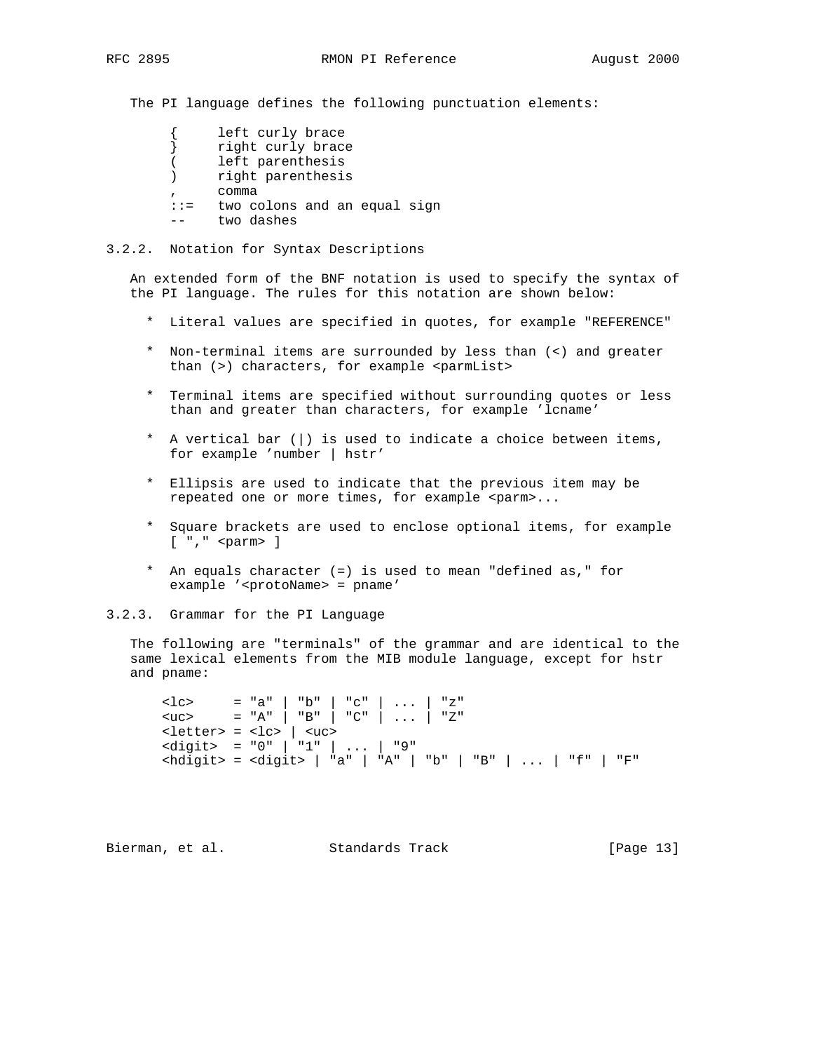The PI language defines the following punctuation elements:

```
{     left curly brace
}     right curly brace
(     left parenthesis
)     right parenthesis
,     comma
::=   two colons and an equal sign
--    two dashes
```

### 3.2.2. Notation for Syntax Descriptions

An extended form of the BNF notation is used to specify the syntax of the PI language. The rules for this notation are shown below:

* Literal values are specified in quotes, for example "REFERENCE"

* Non-terminal items are surrounded by less than (<) and greater than (>) characters, for example <parmList>

* Terminal items are specified without surrounding quotes or less than and greater than characters, for example 'lcname'

* A vertical bar (|) is used to indicate a choice between items, for example 'number | hstr'

* Ellipsis are used to indicate that the previous item may be repeated one or more times, for example <parm>...

* Square brackets are used to enclose optional items, for example [ "," <parm> ]

* An equals character (=) is used to mean "defined as," for example '<protoName> = pname'

### 3.2.3. Grammar for the PI Language

The following are "terminals" of the grammar and are identical to the same lexical elements from the MIB module language, except for hstr and pname:

```
<lc>     = "a" | "b" | "c" | ... | "z"
<uc>     = "A" | "B" | "C" | ... | "Z"
<letter> = <lc> | <uc>
<digit>  = "0" | "1" | ... | "9"
<hdigit> = <digit> | "a" | "A" | "b" | "B" | ... | "f" | "F"
```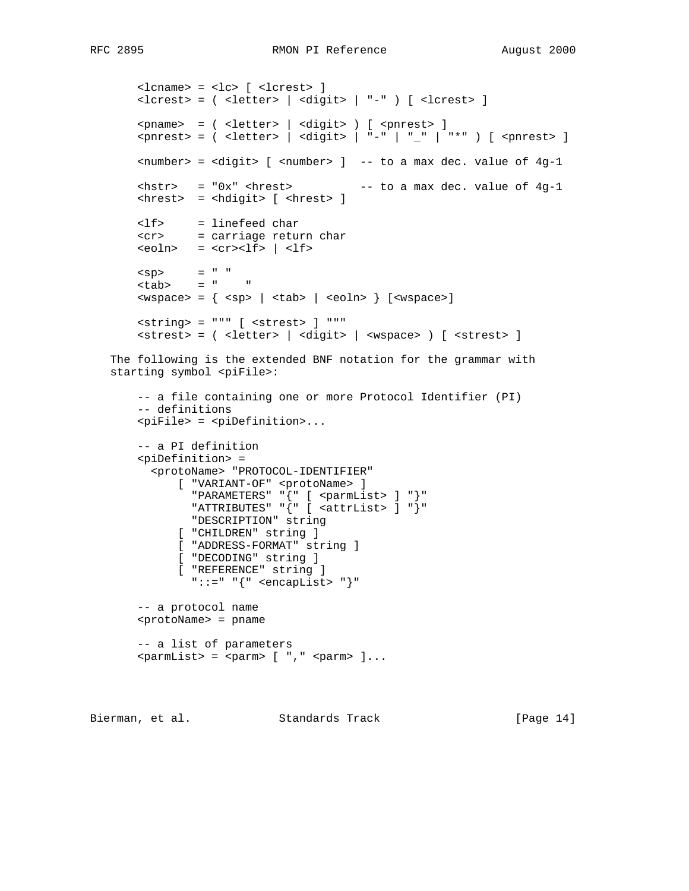```
<lcname> = <lc> [ <lcrest> ]
<lcrest> = ( <letter> | <digit> | "-" ) [ <lcrest> ]

<pname>  = ( <letter> | <digit> ) [ <pnrest> ]
<pnrest> = ( <letter> | <digit> | "-" | "_" | "*" ) [ <pnrest> ]

<number> = <digit> [ <number> ]  -- to a max dec. value of 4g-1

<hstr>   = "0x" <hrest>          -- to a max dec. value of 4g-1
<hrest>  = <hdigit> [ <hrest> ]

<lf>     = linefeed char
<cr>     = carriage return char
<eoln>   = <cr><lf> | <lf>

<sp>     = " "
<tab>    = "    "
<wspace> = { <sp> | <tab> | <eoln> } [<wspace>]

<string> = """ [ <strest> ] """
<strest> = ( <letter> | <digit> | <wspace> ) [ <strest> ]
```

The following is the extended BNF notation for the grammar with starting symbol <piFile>:

```
-- a file containing one or more Protocol Identifier (PI)
-- definitions
<piFile> = <piDefinition>...

-- a PI definition
<piDefinition> =
  <protoName> "PROTOCOL-IDENTIFIER"
      [ "VARIANT-OF" <protoName> ]
        "PARAMETERS" "{" [ <parmList> ] "}"
        "ATTRIBUTES" "{" [ <attrList> ] "}"
        "DESCRIPTION" string
      [ "CHILDREN" string ]
      [ "ADDRESS-FORMAT" string ]
      [ "DECODING" string ]
      [ "REFERENCE" string ]
        "::=" "{" <encapList> "}"

-- a protocol name
<protoName> = pname

-- a list of parameters
<parmList> = <parm> [ "," <parm> ]...
```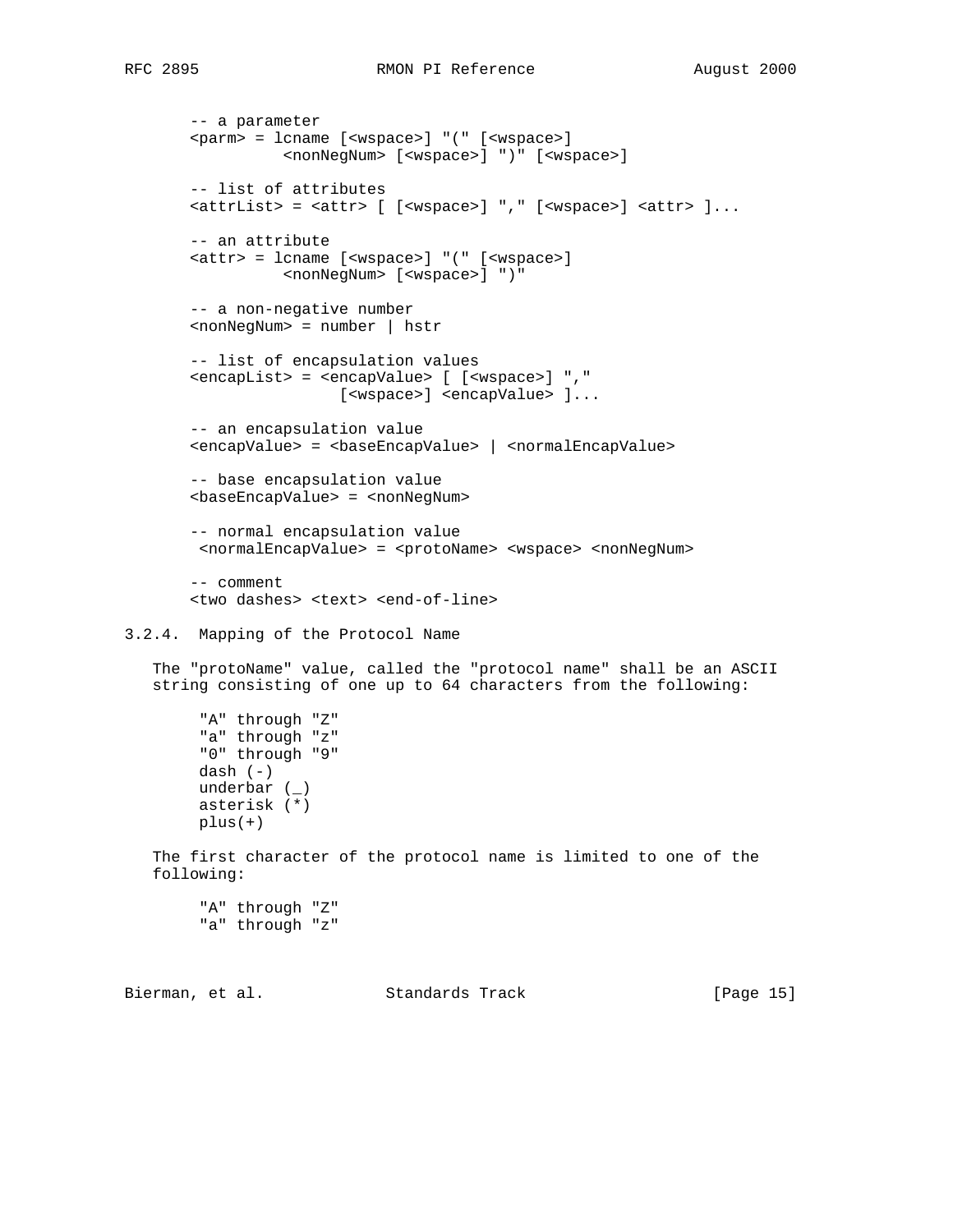```
-- a parameter
<parm> = lcname [<wspace>] "(" [<wspace>]
          <nonNegNum> [<wspace>] ")" [<wspace>]

-- list of attributes
<attrList> = <attr> [ [<wspace>] "," [<wspace>] <attr> ]...

-- an attribute
<attr> = lcname [<wspace>] "(" [<wspace>]
          <nonNegNum> [<wspace>] ")"

-- a non-negative number
<nonNegNum> = number | hstr

-- list of encapsulation values
<encapList> = <encapValue> [ [<wspace>] ","
                <wspace>] <encapValue> ]...

-- an encapsulation value
<encapValue> = <baseEncapValue> | <normalEncapValue>

-- base encapsulation value
<baseEncapValue> = <nonNegNum>

-- normal encapsulation value
 <normalEncapValue> = <protoName> <wspace> <nonNegNum>

-- comment
<two dashes> <text> <end-of-line>
```

### 3.2.4. Mapping of the Protocol Name

The "protoName" value, called the "protocol name" shall be an ASCII string consisting of one up to 64 characters from the following:

```
"A" through "Z"
"a" through "z"
"0" through "9"
dash (-)
underbar (_)
asterisk (*)
plus(+)
```

The first character of the protocol name is limited to one of the following:

```
"A" through "Z"
"a" through "z"
```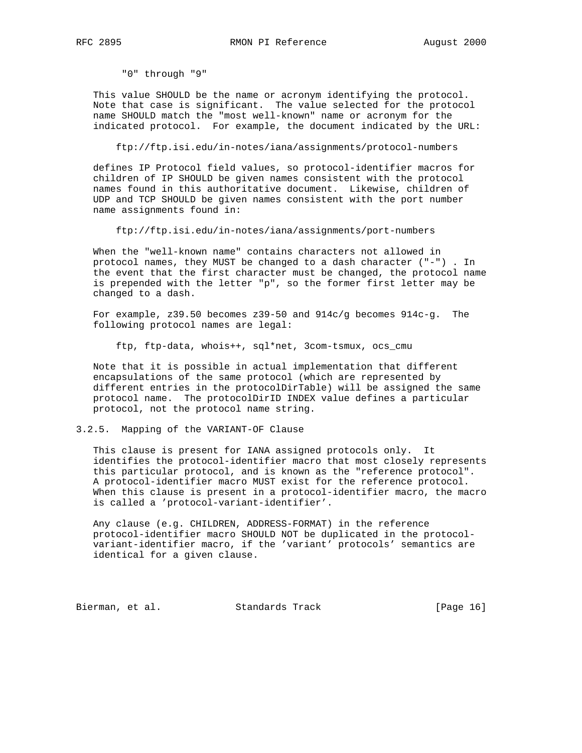"0" through "9"

This value SHOULD be the name or acronym identifying the protocol. Note that case is significant. The value selected for the protocol name SHOULD match the "most well-known" name or acronym for the indicated protocol. For example, the document indicated by the URL:

ftp://ftp.isi.edu/in-notes/iana/assignments/protocol-numbers

defines IP Protocol field values, so protocol-identifier macros for children of IP SHOULD be given names consistent with the protocol names found in this authoritative document. Likewise, children of UDP and TCP SHOULD be given names consistent with the port number name assignments found in:

ftp://ftp.isi.edu/in-notes/iana/assignments/port-numbers

When the "well-known name" contains characters not allowed in protocol names, they MUST be changed to a dash character ("-") . In the event that the first character must be changed, the protocol name is prepended with the letter "p", so the former first letter may be changed to a dash.

For example, z39.50 becomes z39-50 and 914c/g becomes 914c-g. The following protocol names are legal:

ftp, ftp-data, whois++, sql*net, 3com-tsmux, ocs_cmu

Note that it is possible in actual implementation that different encapsulations of the same protocol (which are represented by different entries in the protocolDirTable) will be assigned the same protocol name. The protocolDirID INDEX value defines a particular protocol, not the protocol name string.

### 3.2.5. Mapping of the VARIANT-OF Clause

This clause is present for IANA assigned protocols only. It identifies the protocol-identifier macro that most closely represents this particular protocol, and is known as the "reference protocol". A protocol-identifier macro MUST exist for the reference protocol. When this clause is present in a protocol-identifier macro, the macro is called a 'protocol-variant-identifier'.

Any clause (e.g. CHILDREN, ADDRESS-FORMAT) in the reference protocol-identifier macro SHOULD NOT be duplicated in the protocol-variant-identifier macro, if the 'variant' protocols' semantics are identical for a given clause.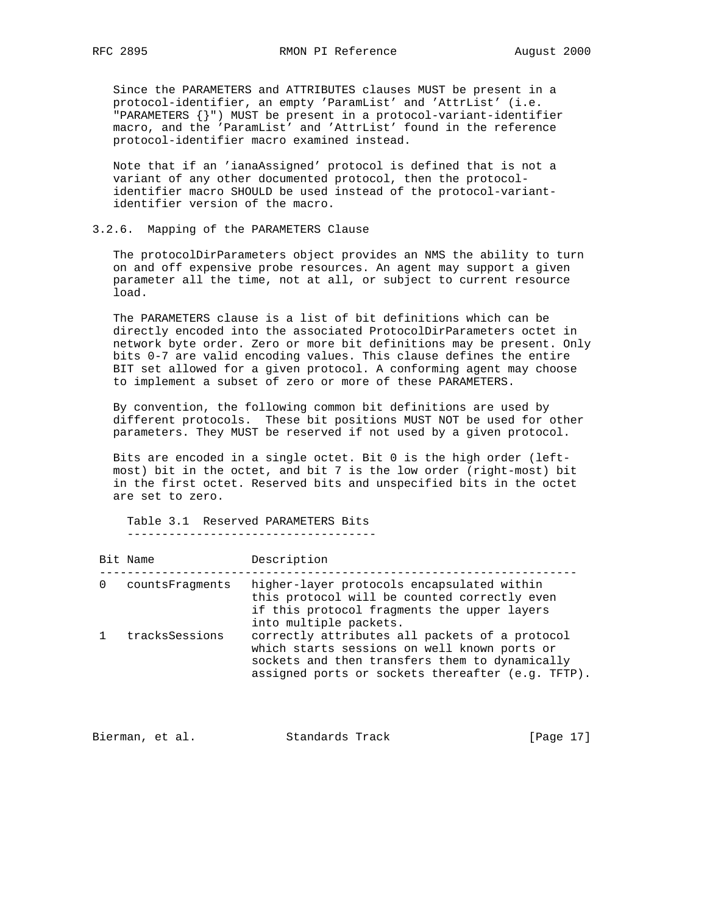Since the PARAMETERS and ATTRIBUTES clauses MUST be present in a protocol-identifier, an empty 'ParamList' and 'AttrList' (i.e. "PARAMETERS {}") MUST be present in a protocol-variant-identifier macro, and the 'ParamList' and 'AttrList' found in the reference protocol-identifier macro examined instead.

Note that if an 'ianaAssigned' protocol is defined that is not a variant of any other documented protocol, then the protocol-identifier macro SHOULD be used instead of the protocol-variant-identifier version of the macro.

### 3.2.6. Mapping of the PARAMETERS Clause

The protocolDirParameters object provides an NMS the ability to turn on and off expensive probe resources. An agent may support a given parameter all the time, not at all, or subject to current resource load.

The PARAMETERS clause is a list of bit definitions which can be directly encoded into the associated ProtocolDirParameters octet in network byte order. Zero or more bit definitions may be present. Only bits 0-7 are valid encoding values. This clause defines the entire BIT set allowed for a given protocol. A conforming agent may choose to implement a subset of zero or more of these PARAMETERS.

By convention, the following common bit definitions are used by different protocols. These bit positions MUST NOT be used for other parameters. They MUST be reserved if not used by a given protocol.

Bits are encoded in a single octet. Bit 0 is the high order (left-most) bit in the octet, and bit 7 is the low order (right-most) bit in the first octet. Reserved bits and unspecified bits in the octet are set to zero.

Table 3.1 Reserved PARAMETERS Bits

| Bit | Name | Description |
|---|---|---|
| 0 | countsFragments | higher-layer protocols encapsulated within this protocol will be counted correctly even if this protocol fragments the upper layers into multiple packets. |
| 1 | tracksSessions | correctly attributes all packets of a protocol which starts sessions on well known ports or sockets and then transfers them to dynamically assigned ports or sockets thereafter (e.g. TFTP). |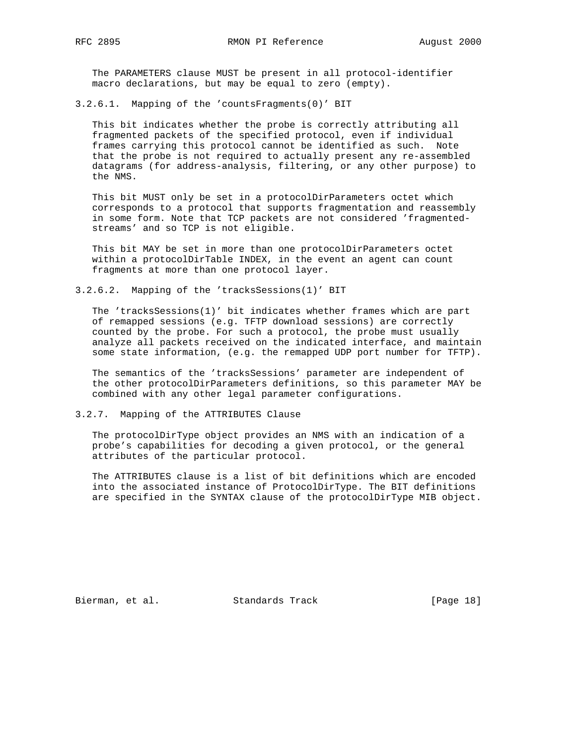The PARAMETERS clause MUST be present in all protocol-identifier macro declarations, but may be equal to zero (empty).

#### 3.2.6.1. Mapping of the 'countsFragments(0)' BIT

This bit indicates whether the probe is correctly attributing all fragmented packets of the specified protocol, even if individual frames carrying this protocol cannot be identified as such. Note that the probe is not required to actually present any re-assembled datagrams (for address-analysis, filtering, or any other purpose) to the NMS.

This bit MUST only be set in a protocolDirParameters octet which corresponds to a protocol that supports fragmentation and reassembly in some form. Note that TCP packets are not considered 'fragmented-streams' and so TCP is not eligible.

This bit MAY be set in more than one protocolDirParameters octet within a protocolDirTable INDEX, in the event an agent can count fragments at more than one protocol layer.

#### 3.2.6.2. Mapping of the 'tracksSessions(1)' BIT

The 'tracksSessions(1)' bit indicates whether frames which are part of remapped sessions (e.g. TFTP download sessions) are correctly counted by the probe. For such a protocol, the probe must usually analyze all packets received on the indicated interface, and maintain some state information, (e.g. the remapped UDP port number for TFTP).

The semantics of the 'tracksSessions' parameter are independent of the other protocolDirParameters definitions, so this parameter MAY be combined with any other legal parameter configurations.

### 3.2.7. Mapping of the ATTRIBUTES Clause

The protocolDirType object provides an NMS with an indication of a probe's capabilities for decoding a given protocol, or the general attributes of the particular protocol.

The ATTRIBUTES clause is a list of bit definitions which are encoded into the associated instance of ProtocolDirType. The BIT definitions are specified in the SYNTAX clause of the protocolDirType MIB object.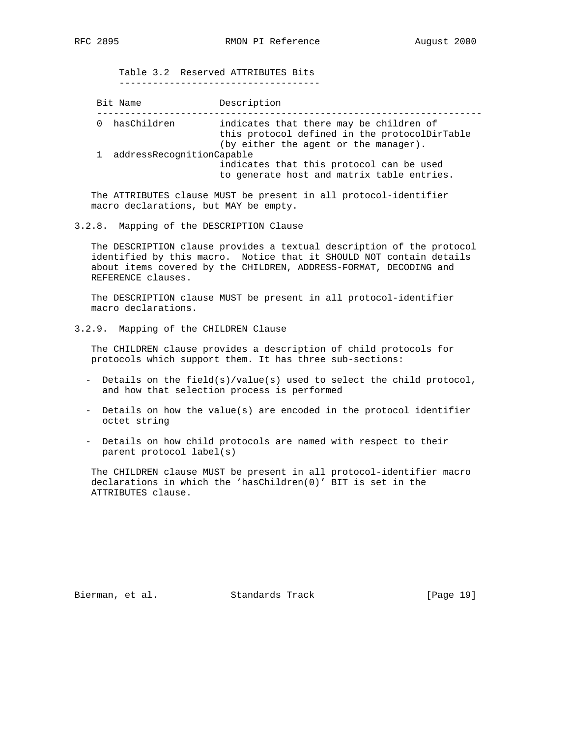Table 3.2 Reserved ATTRIBUTES Bits

| Bit | Name | Description |
| --- | --- | --- |
| 0 | hasChildren | indicates that there may be children of this protocol defined in the protocolDirTable (by either the agent or the manager). |
| 1 | addressRecognitionCapable | indicates that this protocol can be used to generate host and matrix table entries. |

The ATTRIBUTES clause MUST be present in all protocol-identifier macro declarations, but MAY be empty.

### 3.2.8. Mapping of the DESCRIPTION Clause

The DESCRIPTION clause provides a textual description of the protocol identified by this macro. Notice that it SHOULD NOT contain details about items covered by the CHILDREN, ADDRESS-FORMAT, DECODING and REFERENCE clauses.

The DESCRIPTION clause MUST be present in all protocol-identifier macro declarations.

### 3.2.9. Mapping of the CHILDREN Clause

The CHILDREN clause provides a description of child protocols for protocols which support them. It has three sub-sections:

- Details on the field(s)/value(s) used to select the child protocol, and how that selection process is performed

- Details on how the value(s) are encoded in the protocol identifier octet string

- Details on how child protocols are named with respect to their parent protocol label(s)

The CHILDREN clause MUST be present in all protocol-identifier macro declarations in which the 'hasChildren(0)' BIT is set in the ATTRIBUTES clause.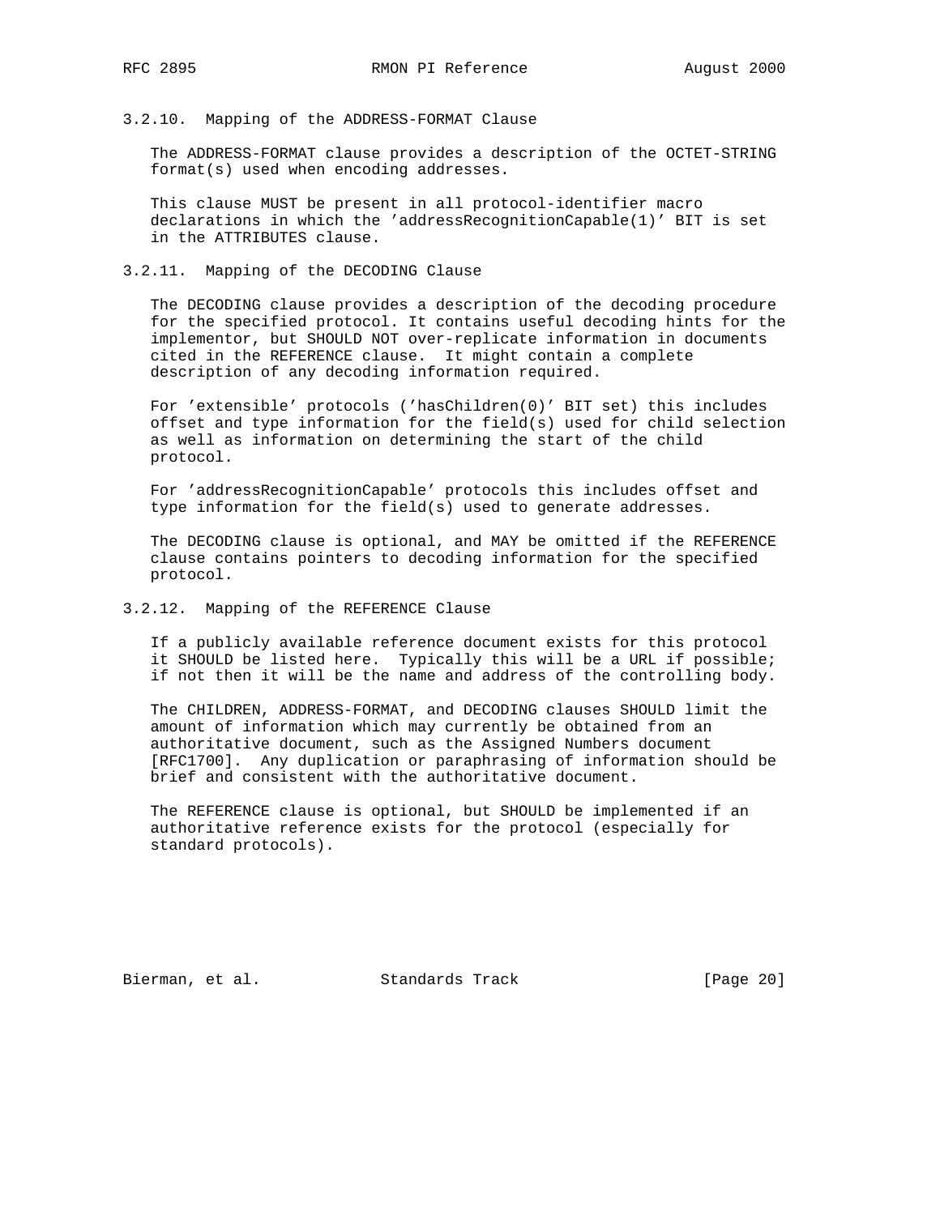### 3.2.10. Mapping of the ADDRESS-FORMAT Clause

The ADDRESS-FORMAT clause provides a description of the OCTET-STRING format(s) used when encoding addresses.

This clause MUST be present in all protocol-identifier macro declarations in which the 'addressRecognitionCapable(1)' BIT is set in the ATTRIBUTES clause.

### 3.2.11. Mapping of the DECODING Clause

The DECODING clause provides a description of the decoding procedure for the specified protocol. It contains useful decoding hints for the implementor, but SHOULD NOT over-replicate information in documents cited in the REFERENCE clause. It might contain a complete description of any decoding information required.

For 'extensible' protocols ('hasChildren(0)' BIT set) this includes offset and type information for the field(s) used for child selection as well as information on determining the start of the child protocol.

For 'addressRecognitionCapable' protocols this includes offset and type information for the field(s) used to generate addresses.

The DECODING clause is optional, and MAY be omitted if the REFERENCE clause contains pointers to decoding information for the specified protocol.

### 3.2.12. Mapping of the REFERENCE Clause

If a publicly available reference document exists for this protocol it SHOULD be listed here. Typically this will be a URL if possible; if not then it will be the name and address of the controlling body.

The CHILDREN, ADDRESS-FORMAT, and DECODING clauses SHOULD limit the amount of information which may currently be obtained from an authoritative document, such as the Assigned Numbers document [RFC1700]. Any duplication or paraphrasing of information should be brief and consistent with the authoritative document.

The REFERENCE clause is optional, but SHOULD be implemented if an authoritative reference exists for the protocol (especially for standard protocols).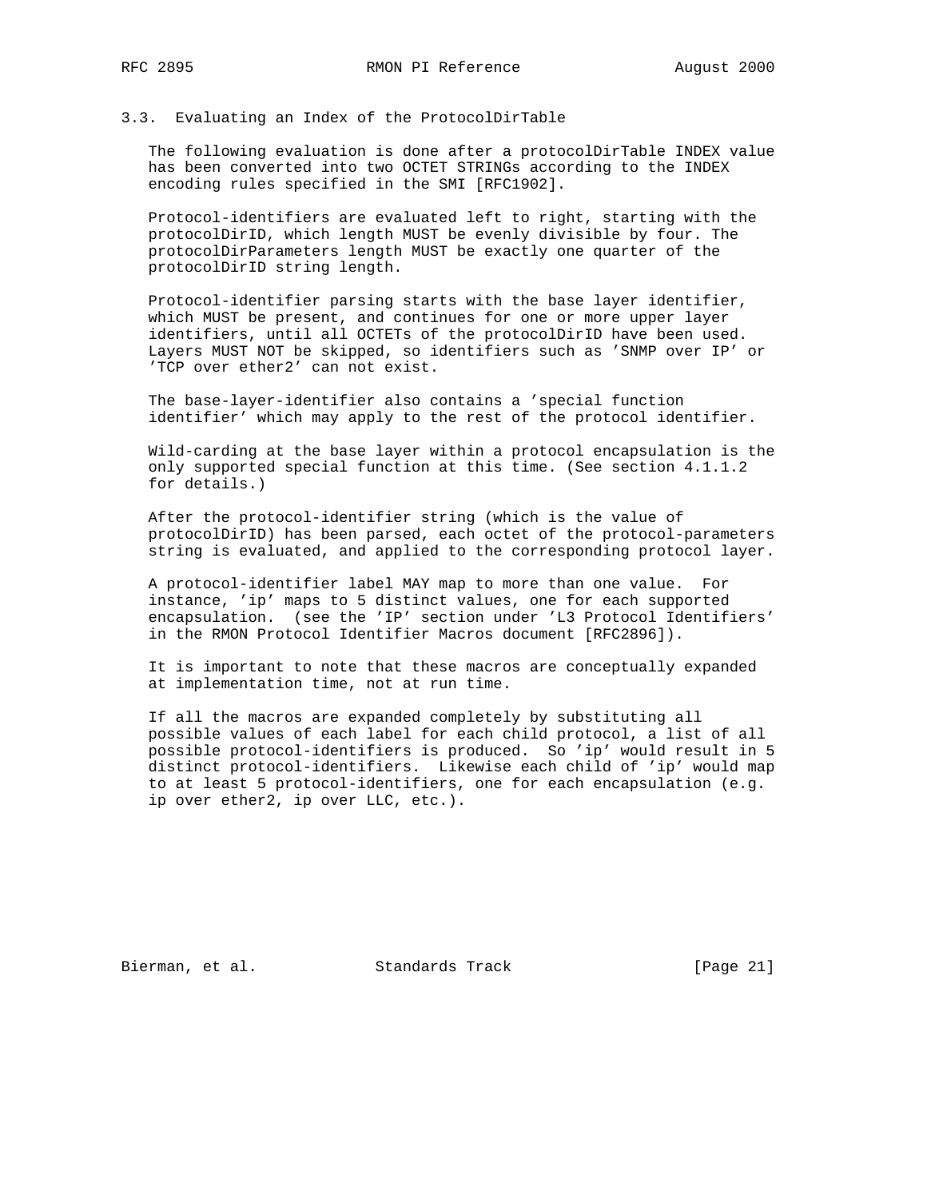### 3.3. Evaluating an Index of the ProtocolDirTable

The following evaluation is done after a protocolDirTable INDEX value has been converted into two OCTET STRINGs according to the INDEX encoding rules specified in the SMI [RFC1902].

Protocol-identifiers are evaluated left to right, starting with the protocolDirID, which length MUST be evenly divisible by four. The protocolDirParameters length MUST be exactly one quarter of the protocolDirID string length.

Protocol-identifier parsing starts with the base layer identifier, which MUST be present, and continues for one or more upper layer identifiers, until all OCTETs of the protocolDirID have been used. Layers MUST NOT be skipped, so identifiers such as 'SNMP over IP' or 'TCP over ether2' can not exist.

The base-layer-identifier also contains a 'special function identifier' which may apply to the rest of the protocol identifier.

Wild-carding at the base layer within a protocol encapsulation is the only supported special function at this time. (See section 4.1.1.2 for details.)

After the protocol-identifier string (which is the value of protocolDirID) has been parsed, each octet of the protocol-parameters string is evaluated, and applied to the corresponding protocol layer.

A protocol-identifier label MAY map to more than one value. For instance, 'ip' maps to 5 distinct values, one for each supported encapsulation. (see the 'IP' section under 'L3 Protocol Identifiers' in the RMON Protocol Identifier Macros document [RFC2896]).

It is important to note that these macros are conceptually expanded at implementation time, not at run time.

If all the macros are expanded completely by substituting all possible values of each label for each child protocol, a list of all possible protocol-identifiers is produced. So 'ip' would result in 5 distinct protocol-identifiers. Likewise each child of 'ip' would map to at least 5 protocol-identifiers, one for each encapsulation (e.g. ip over ether2, ip over LLC, etc.).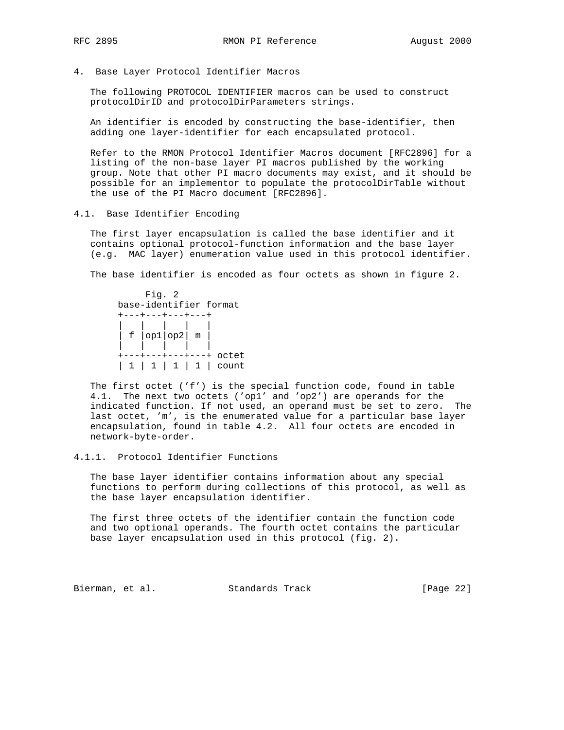# 4. Base Layer Protocol Identifier Macros

The following PROTOCOL IDENTIFIER macros can be used to construct protocolDirID and protocolDirParameters strings.

An identifier is encoded by constructing the base-identifier, then adding one layer-identifier for each encapsulated protocol.

Refer to the RMON Protocol Identifier Macros document [RFC2896] for a listing of the non-base layer PI macros published by the working group. Note that other PI macro documents may exist, and it should be possible for an implementor to populate the protocolDirTable without the use of the PI Macro document [RFC2896].

## 4.1. Base Identifier Encoding

The first layer encapsulation is called the base identifier and it contains optional protocol-function information and the base layer (e.g. MAC layer) enumeration value used in this protocol identifier.

The base identifier is encoded as four octets as shown in figure 2.

```
     Fig. 2
base-identifier format
+---+---+---+---+
|   |   |   |   |
| f |op1|op2| m |
|   |   |   |   |
+---+---+---+---+ octet
| 1 | 1 | 1 | 1 | count
```

The first octet ('f') is the special function code, found in table 4.1. The next two octets ('op1' and 'op2') are operands for the indicated function. If not used, an operand must be set to zero. The last octet, 'm', is the enumerated value for a particular base layer encapsulation, found in table 4.2. All four octets are encoded in network-byte-order.

### 4.1.1. Protocol Identifier Functions

The base layer identifier contains information about any special functions to perform during collections of this protocol, as well as the base layer encapsulation identifier.

The first three octets of the identifier contain the function code and two optional operands. The fourth octet contains the particular base layer encapsulation used in this protocol (fig. 2).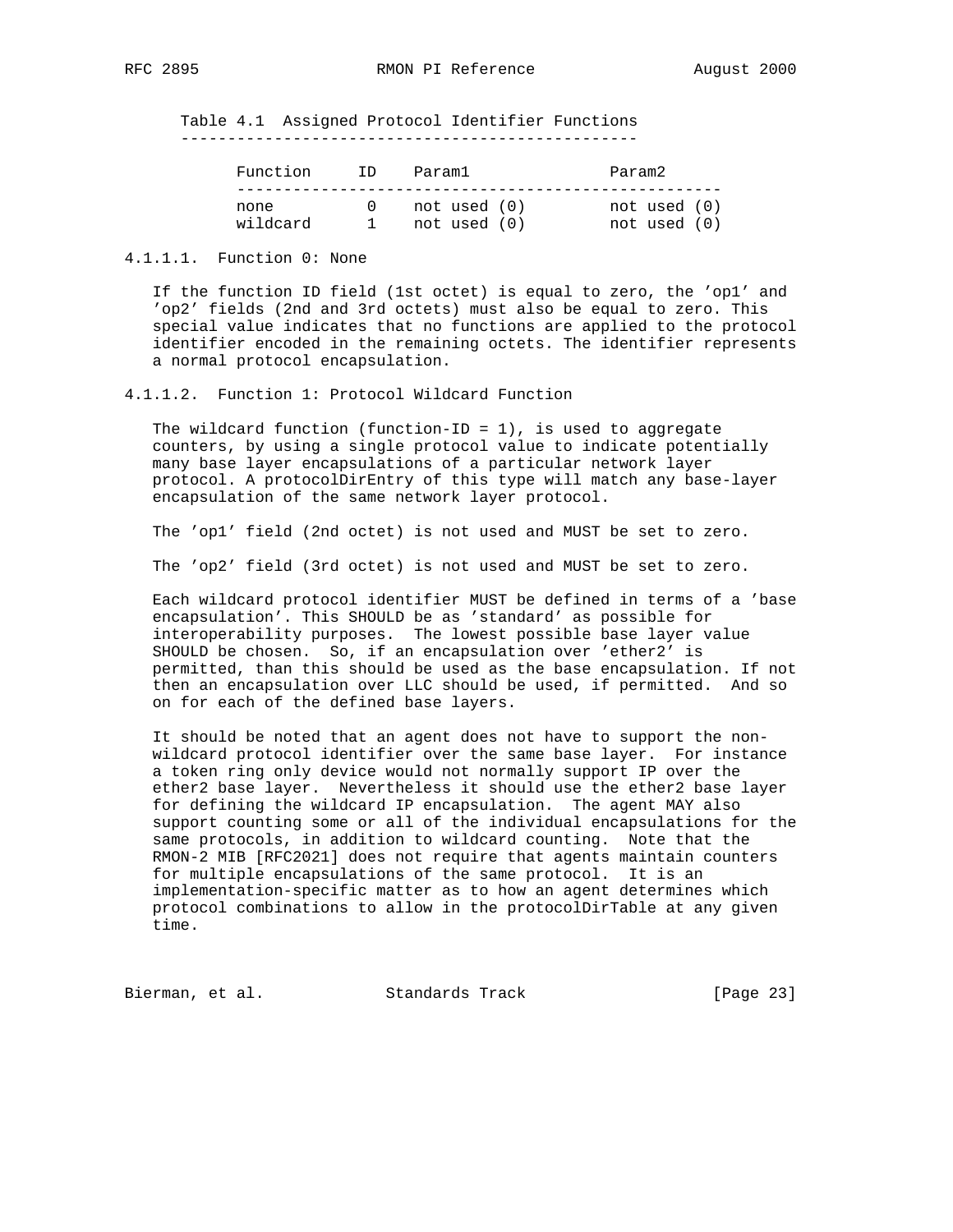Table 4.1 Assigned Protocol Identifier Functions

| Function | ID | Param1 | Param2 |
| --- | --- | --- | --- |
| none | 0 | not used (0) | not used (0) |
| wildcard | 1 | not used (0) | not used (0) |

#### 4.1.1.1. Function 0: None

If the function ID field (1st octet) is equal to zero, the 'op1' and 'op2' fields (2nd and 3rd octets) must also be equal to zero. This special value indicates that no functions are applied to the protocol identifier encoded in the remaining octets. The identifier represents a normal protocol encapsulation.

#### 4.1.1.2. Function 1: Protocol Wildcard Function

The wildcard function (function-ID = 1), is used to aggregate counters, by using a single protocol value to indicate potentially many base layer encapsulations of a particular network layer protocol. A protocolDirEntry of this type will match any base-layer encapsulation of the same network layer protocol.

The 'op1' field (2nd octet) is not used and MUST be set to zero.

The 'op2' field (3rd octet) is not used and MUST be set to zero.

Each wildcard protocol identifier MUST be defined in terms of a 'base encapsulation'. This SHOULD be as 'standard' as possible for interoperability purposes. The lowest possible base layer value SHOULD be chosen. So, if an encapsulation over 'ether2' is permitted, than this should be used as the base encapsulation. If not then an encapsulation over LLC should be used, if permitted. And so on for each of the defined base layers.

It should be noted that an agent does not have to support the non-wildcard protocol identifier over the same base layer. For instance a token ring only device would not normally support IP over the ether2 base layer. Nevertheless it should use the ether2 base layer for defining the wildcard IP encapsulation. The agent MAY also support counting some or all of the individual encapsulations for the same protocols, in addition to wildcard counting. Note that the RMON-2 MIB [RFC2021] does not require that agents maintain counters for multiple encapsulations of the same protocol. It is an implementation-specific matter as to how an agent determines which protocol combinations to allow in the protocolDirTable at any given time.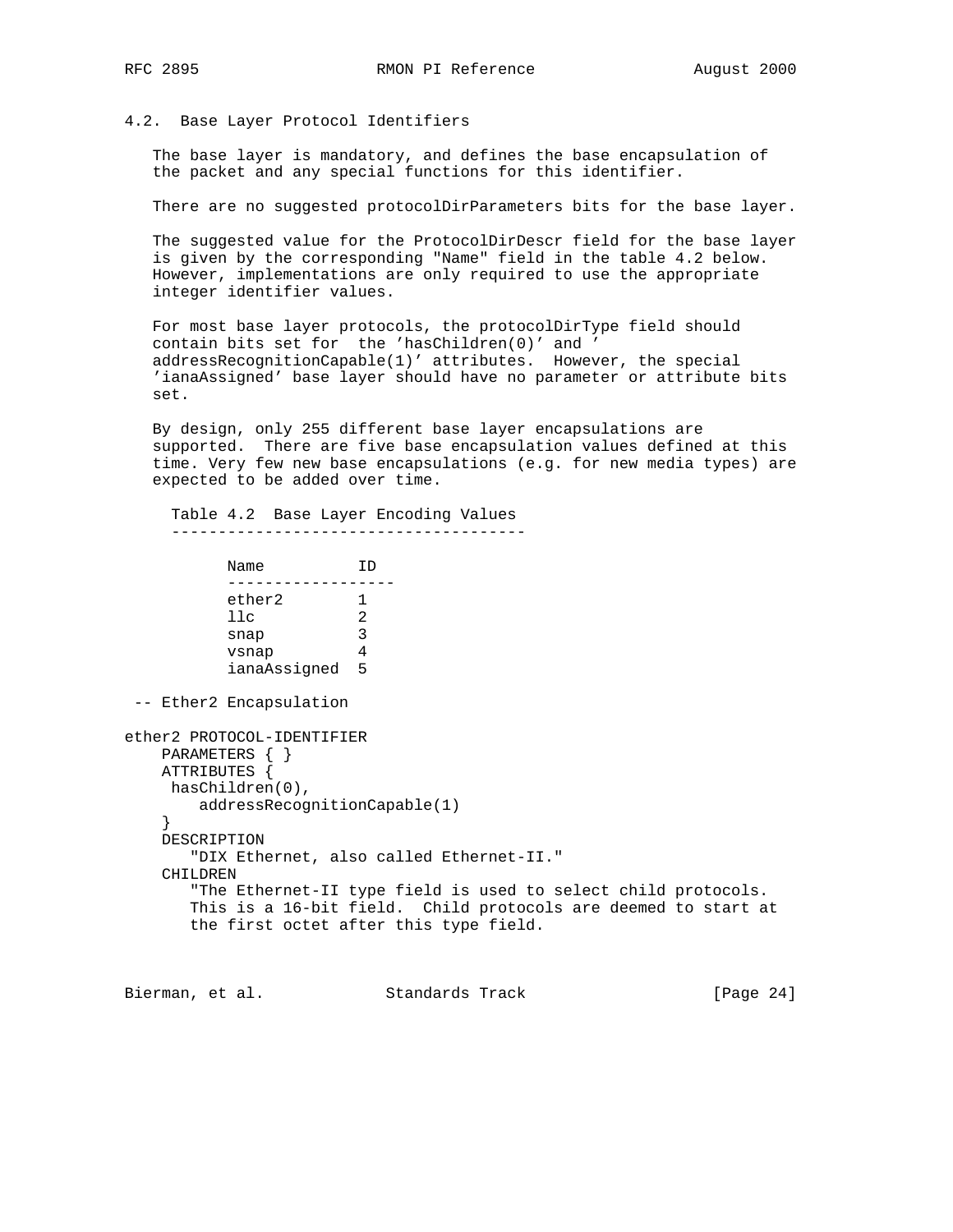### 4.2. Base Layer Protocol Identifiers

The base layer is mandatory, and defines the base encapsulation of the packet and any special functions for this identifier.

There are no suggested protocolDirParameters bits for the base layer.

The suggested value for the ProtocolDirDescr field for the base layer is given by the corresponding "Name" field in the table 4.2 below. However, implementations are only required to use the appropriate integer identifier values.

For most base layer protocols, the protocolDirType field should contain bits set for the 'hasChildren(0)' and ' addressRecognitionCapable(1)' attributes. However, the special 'ianaAssigned' base layer should have no parameter or attribute bits set.

By design, only 255 different base layer encapsulations are supported. There are five base encapsulation values defined at this time. Very few new base encapsulations (e.g. for new media types) are expected to be added over time.

Table 4.2 Base Layer Encoding Values

| Name | ID |
|---|---|
| ether2 | 1 |
| llc | 2 |
| snap | 3 |
| vsnap | 4 |
| ianaAssigned | 5 |

```
 -- Ether2 Encapsulation

ether2 PROTOCOL-IDENTIFIER
    PARAMETERS { }
    ATTRIBUTES {
     hasChildren(0),
        addressRecognitionCapable(1)
    }
    DESCRIPTION
       "DIX Ethernet, also called Ethernet-II."
    CHILDREN
       "The Ethernet-II type field is used to select child protocols.
       This is a 16-bit field.  Child protocols are deemed to start at
       the first octet after this type field.
```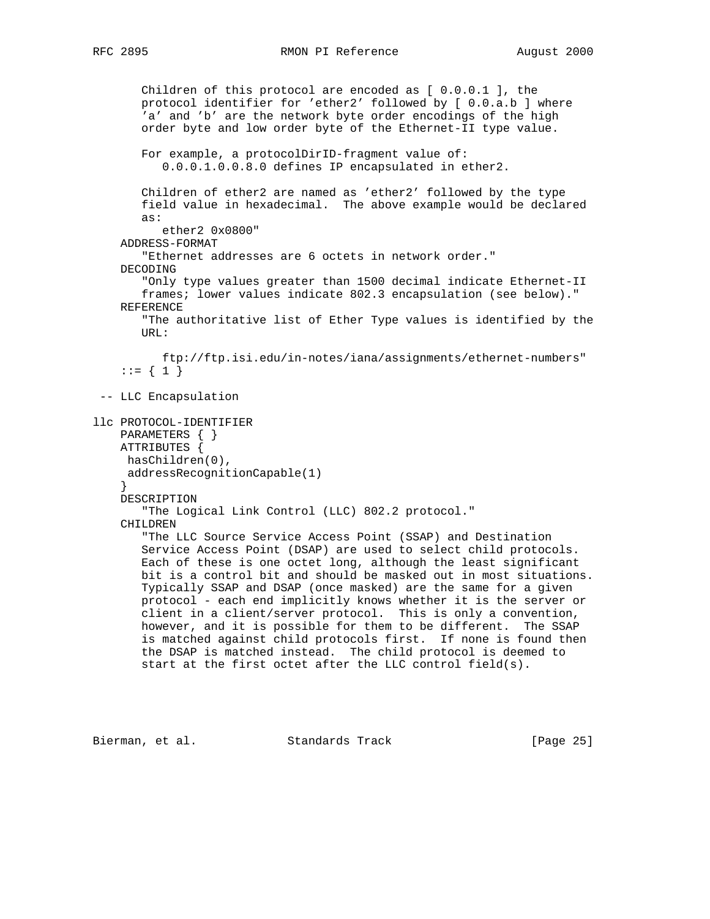```
       Children of this protocol are encoded as [ 0.0.0.1 ], the
       protocol identifier for 'ether2' followed by [ 0.0.a.b ] where
       'a' and 'b' are the network byte order encodings of the high
       order byte and low order byte of the Ethernet-II type value.

       For example, a protocolDirID-fragment value of:
          0.0.0.1.0.0.8.0 defines IP encapsulated in ether2.

       Children of ether2 are named as 'ether2' followed by the type
       field value in hexadecimal.  The above example would be declared
       as:
          ether2 0x0800"
    ADDRESS-FORMAT
       "Ethernet addresses are 6 octets in network order."
    DECODING
       "Only type values greater than 1500 decimal indicate Ethernet-II
       frames; lower values indicate 802.3 encapsulation (see below)."
    REFERENCE
       "The authoritative list of Ether Type values is identified by the
       URL:

          ftp://ftp.isi.edu/in-notes/iana/assignments/ethernet-numbers"
    ::= { 1 }

 -- LLC Encapsulation

llc PROTOCOL-IDENTIFIER
    PARAMETERS { }
    ATTRIBUTES {
     hasChildren(0),
     addressRecognitionCapable(1)
    }
    DESCRIPTION
       "The Logical Link Control (LLC) 802.2 protocol."
    CHILDREN
       "The LLC Source Service Access Point (SSAP) and Destination
       Service Access Point (DSAP) are used to select child protocols.
       Each of these is one octet long, although the least significant
       bit is a control bit and should be masked out in most situations.
       Typically SSAP and DSAP (once masked) are the same for a given
       protocol - each end implicitly knows whether it is the server or
       client in a client/server protocol.  This is only a convention,
       however, and it is possible for them to be different.  The SSAP
       is matched against child protocols first.  If none is found then
       the DSAP is matched instead.  The child protocol is deemed to
       start at the first octet after the LLC control field(s).
```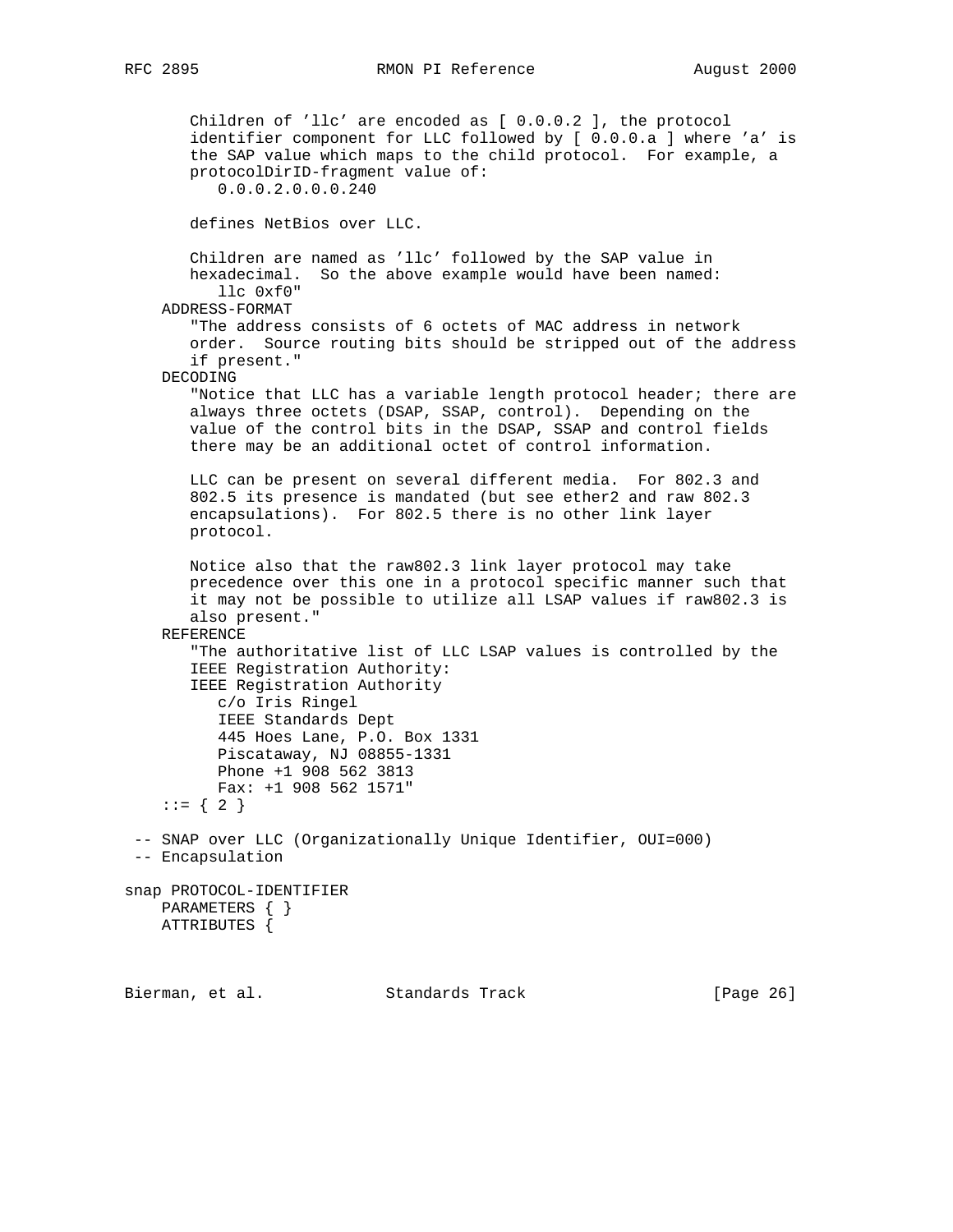```
       Children of 'llc' are encoded as [ 0.0.0.2 ], the protocol
       identifier component for LLC followed by [ 0.0.0.a ] where 'a' is
       the SAP value which maps to the child protocol.  For example, a
       protocolDirID-fragment value of:
          0.0.0.2.0.0.0.240

       defines NetBios over LLC.

       Children are named as 'llc' followed by the SAP value in
       hexadecimal.  So the above example would have been named:
          llc 0xf0"
    ADDRESS-FORMAT
       "The address consists of 6 octets of MAC address in network
       order.  Source routing bits should be stripped out of the address
       if present."
    DECODING
       "Notice that LLC has a variable length protocol header; there are
       always three octets (DSAP, SSAP, control).  Depending on the
       value of the control bits in the DSAP, SSAP and control fields
       there may be an additional octet of control information.

       LLC can be present on several different media.  For 802.3 and
       802.5 its presence is mandated (but see ether2 and raw 802.3
       encapsulations).  For 802.5 there is no other link layer
       protocol.

       Notice also that the raw802.3 link layer protocol may take
       precedence over this one in a protocol specific manner such that
       it may not be possible to utilize all LSAP values if raw802.3 is
       also present."
    REFERENCE
       "The authoritative list of LLC LSAP values is controlled by the
       IEEE Registration Authority:
       IEEE Registration Authority
          c/o Iris Ringel
          IEEE Standards Dept
          445 Hoes Lane, P.O. Box 1331
          Piscataway, NJ 08855-1331
          Phone +1 908 562 3813
          Fax: +1 908 562 1571"
    ::= { 2 }

 -- SNAP over LLC (Organizationally Unique Identifier, OUI=000)
 -- Encapsulation

snap PROTOCOL-IDENTIFIER
    PARAMETERS { }
    ATTRIBUTES {
```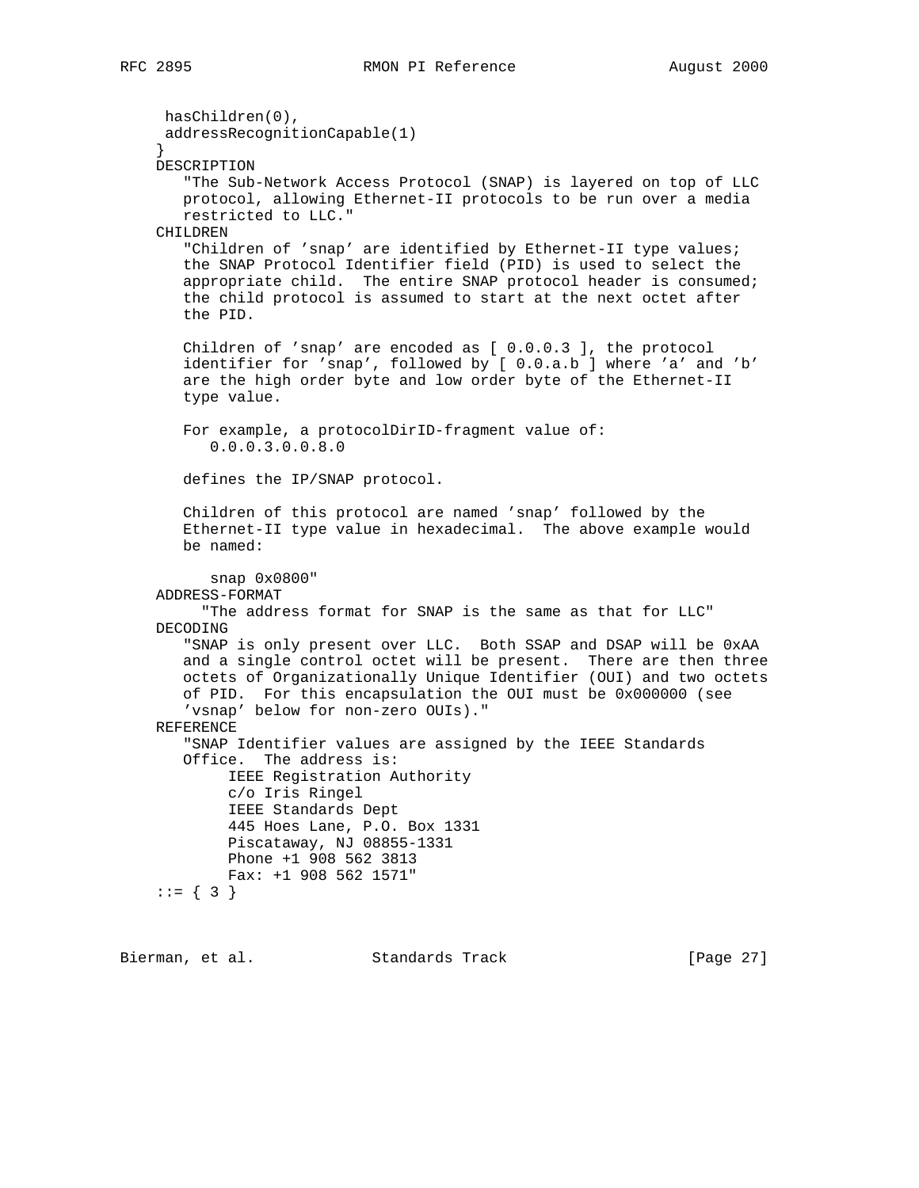```
      hasChildren(0),
      addressRecognitionCapable(1)
     }
    DESCRIPTION
       "The Sub-Network Access Protocol (SNAP) is layered on top of LLC
       protocol, allowing Ethernet-II protocols to be run over a media
       restricted to LLC."
    CHILDREN
       "Children of 'snap' are identified by Ethernet-II type values;
       the SNAP Protocol Identifier field (PID) is used to select the
       appropriate child.  The entire SNAP protocol header is consumed;
       the child protocol is assumed to start at the next octet after
       the PID.

       Children of 'snap' are encoded as [ 0.0.0.3 ], the protocol
       identifier for 'snap', followed by [ 0.0.a.b ] where 'a' and 'b'
       are the high order byte and low order byte of the Ethernet-II
       type value.

       For example, a protocolDirID-fragment value of:
          0.0.0.3.0.0.8.0

       defines the IP/SNAP protocol.

       Children of this protocol are named 'snap' followed by the
       Ethernet-II type value in hexadecimal.  The above example would
       be named:

          snap 0x0800"
    ADDRESS-FORMAT
         "The address format for SNAP is the same as that for LLC"
    DECODING
       "SNAP is only present over LLC.  Both SSAP and DSAP will be 0xAA
       and a single control octet will be present.  There are then three
       octets of Organizationally Unique Identifier (OUI) and two octets
       of PID.  For this encapsulation the OUI must be 0x000000 (see
       'vsnap' below for non-zero OUIs)."
    REFERENCE
       "SNAP Identifier values are assigned by the IEEE Standards
       Office.  The address is:
            IEEE Registration Authority
            c/o Iris Ringel
            IEEE Standards Dept
            445 Hoes Lane, P.O. Box 1331
            Piscataway, NJ 08855-1331
            Phone +1 908 562 3813
            Fax: +1 908 562 1571"
    ::= { 3 }
```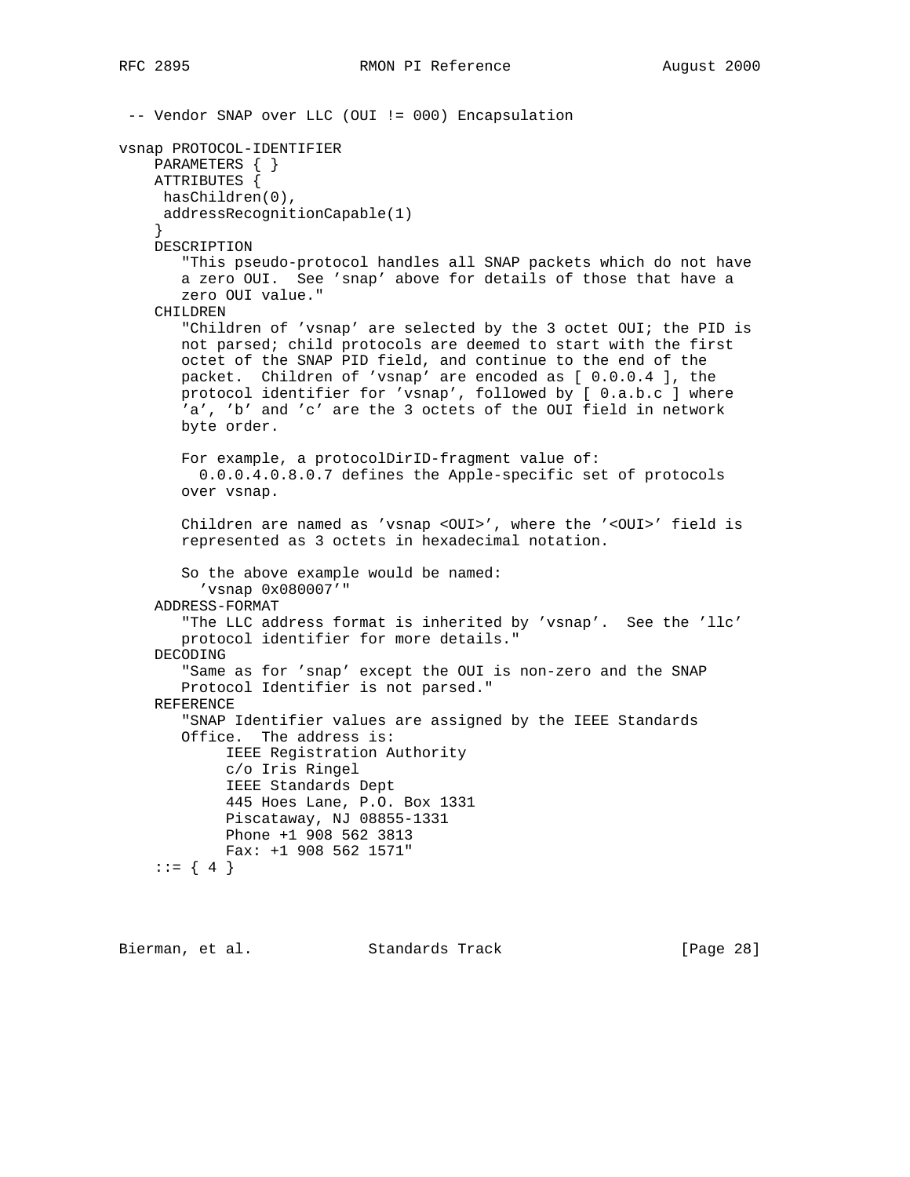```
 -- Vendor SNAP over LLC (OUI != 000) Encapsulation

vsnap PROTOCOL-IDENTIFIER
    PARAMETERS { }
    ATTRIBUTES {
     hasChildren(0),
     addressRecognitionCapable(1)
    }
    DESCRIPTION
       "This pseudo-protocol handles all SNAP packets which do not have
       a zero OUI.  See 'snap' above for details of those that have a
       zero OUI value."
    CHILDREN
       "Children of 'vsnap' are selected by the 3 octet OUI; the PID is
       not parsed; child protocols are deemed to start with the first
       octet of the SNAP PID field, and continue to the end of the
       packet.  Children of 'vsnap' are encoded as [ 0.0.0.4 ], the
       protocol identifier for 'vsnap', followed by [ 0.a.b.c ] where
       'a', 'b' and 'c' are the 3 octets of the OUI field in network
       byte order.

       For example, a protocolDirID-fragment value of:
         0.0.0.4.0.8.0.7 defines the Apple-specific set of protocols
       over vsnap.

       Children are named as 'vsnap <OUI>', where the '<OUI>' field is
       represented as 3 octets in hexadecimal notation.

       So the above example would be named:
         'vsnap 0x080007'"
    ADDRESS-FORMAT
       "The LLC address format is inherited by 'vsnap'.  See the 'llc'
       protocol identifier for more details."
    DECODING
       "Same as for 'snap' except the OUI is non-zero and the SNAP
       Protocol Identifier is not parsed."
    REFERENCE
       "SNAP Identifier values are assigned by the IEEE Standards
       Office.  The address is:
            IEEE Registration Authority
            c/o Iris Ringel
            IEEE Standards Dept
            445 Hoes Lane, P.O. Box 1331
            Piscataway, NJ 08855-1331
            Phone +1 908 562 3813
            Fax: +1 908 562 1571"
    ::= { 4 }
```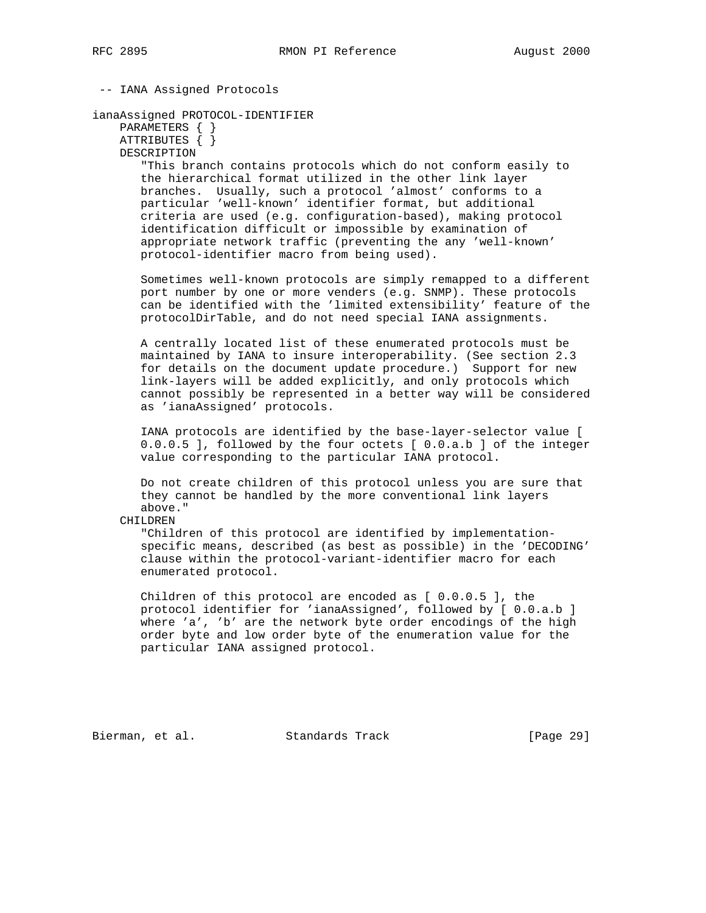```
 -- IANA Assigned Protocols

ianaAssigned PROTOCOL-IDENTIFIER
    PARAMETERS { }
    ATTRIBUTES { }
    DESCRIPTION
       "This branch contains protocols which do not conform easily to
       the hierarchical format utilized in the other link layer
       branches.  Usually, such a protocol 'almost' conforms to a
       particular 'well-known' identifier format, but additional
       criteria are used (e.g. configuration-based), making protocol
       identification difficult or impossible by examination of
       appropriate network traffic (preventing the any 'well-known'
       protocol-identifier macro from being used).

       Sometimes well-known protocols are simply remapped to a different
       port number by one or more venders (e.g. SNMP). These protocols
       can be identified with the 'limited extensibility' feature of the
       protocolDirTable, and do not need special IANA assignments.

       A centrally located list of these enumerated protocols must be
       maintained by IANA to insure interoperability. (See section 2.3
       for details on the document update procedure.)  Support for new
       link-layers will be added explicitly, and only protocols which
       cannot possibly be represented in a better way will be considered
       as 'ianaAssigned' protocols.

       IANA protocols are identified by the base-layer-selector value [
       0.0.0.5 ], followed by the four octets [ 0.0.a.b ] of the integer
       value corresponding to the particular IANA protocol.

       Do not create children of this protocol unless you are sure that
       they cannot be handled by the more conventional link layers
       above."
    CHILDREN
       "Children of this protocol are identified by implementation-
       specific means, described (as best as possible) in the 'DECODING'
       clause within the protocol-variant-identifier macro for each
       enumerated protocol.

       Children of this protocol are encoded as [ 0.0.0.5 ], the
       protocol identifier for 'ianaAssigned', followed by [ 0.0.a.b ]
       where 'a', 'b' are the network byte order encodings of the high
       order byte and low order byte of the enumeration value for the
       particular IANA assigned protocol.
```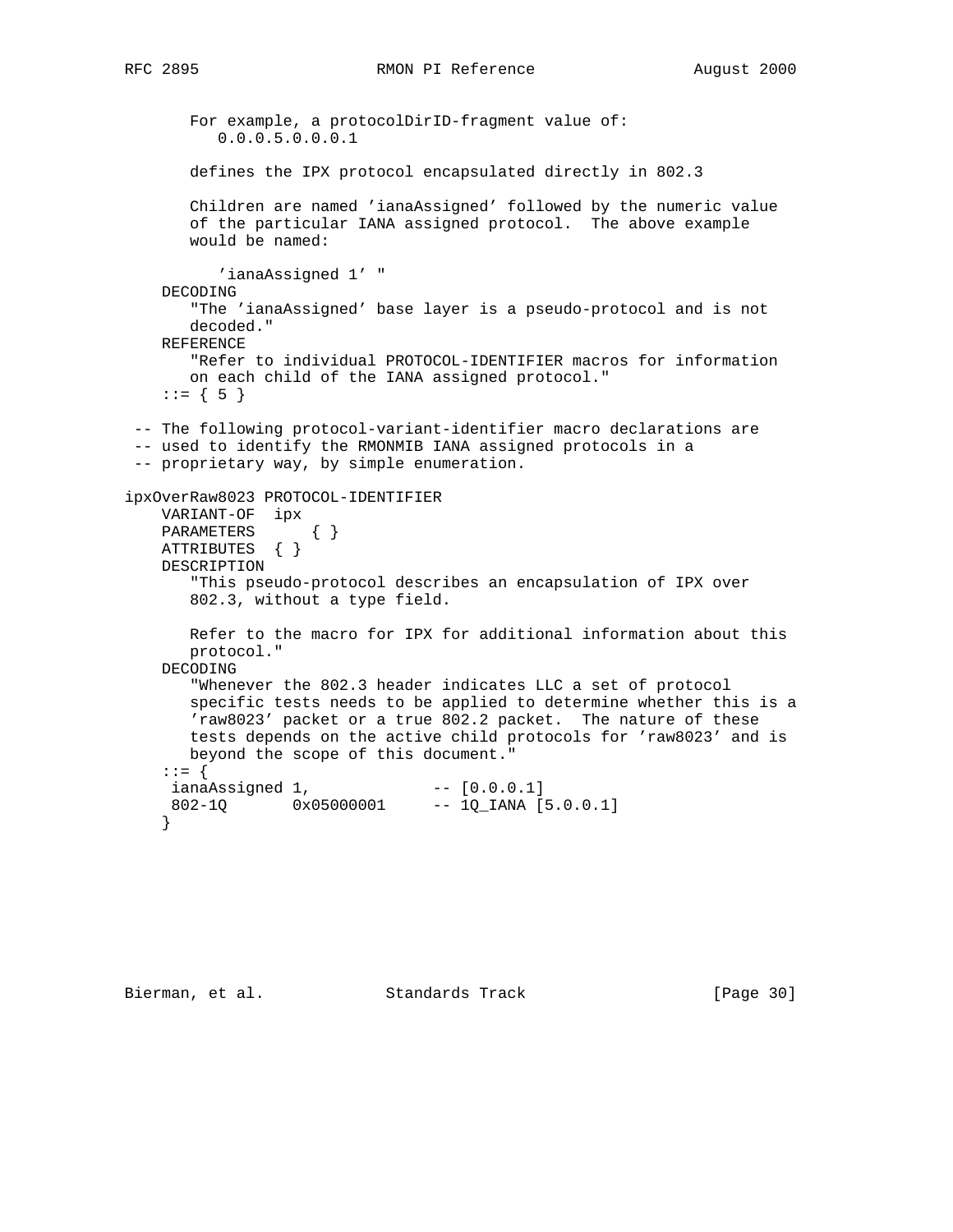```
        For example, a protocolDirID-fragment value of:
           0.0.0.5.0.0.0.1

        defines the IPX protocol encapsulated directly in 802.3

        Children are named 'ianaAssigned' followed by the numeric value
        of the particular IANA assigned protocol.  The above example
        would be named:

           'ianaAssigned 1' "
     DECODING
        "The 'ianaAssigned' base layer is a pseudo-protocol and is not
        decoded."
     REFERENCE
        "Refer to individual PROTOCOL-IDENTIFIER macros for information
        on each child of the IANA assigned protocol."
     ::= { 5 }

  -- The following protocol-variant-identifier macro declarations are
  -- used to identify the RMONMIB IANA assigned protocols in a
  -- proprietary way, by simple enumeration.

ipxOverRaw8023 PROTOCOL-IDENTIFIER
     VARIANT-OF  ipx
     PARAMETERS      { }
     ATTRIBUTES  { }
     DESCRIPTION
        "This pseudo-protocol describes an encapsulation of IPX over
        802.3, without a type field.

        Refer to the macro for IPX for additional information about this
        protocol."
     DECODING
        "Whenever the 802.3 header indicates LLC a set of protocol
        specific tests needs to be applied to determine whether this is a
        'raw8023' packet or a true 802.2 packet.  The nature of these
        tests depends on the active child protocols for 'raw8023' and is
        beyond the scope of this document."
     ::= {
      ianaAssigned 1,             -- [0.0.0.1]
      802-1Q       0x05000001     -- 1Q_IANA [5.0.0.1]
     }
```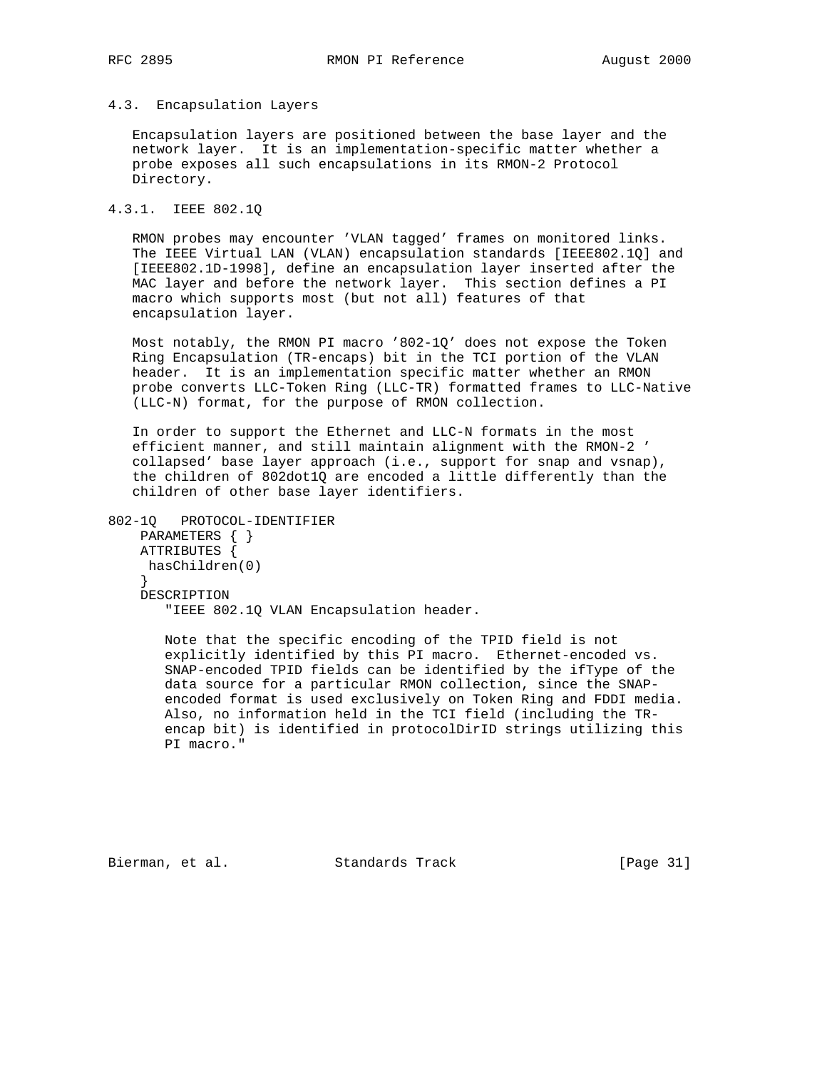### 4.3. Encapsulation Layers

Encapsulation layers are positioned between the base layer and the network layer. It is an implementation-specific matter whether a probe exposes all such encapsulations in its RMON-2 Protocol Directory.

#### 4.3.1. IEEE 802.1Q

RMON probes may encounter 'VLAN tagged' frames on monitored links. The IEEE Virtual LAN (VLAN) encapsulation standards [IEEE802.1Q] and [IEEE802.1D-1998], define an encapsulation layer inserted after the MAC layer and before the network layer. This section defines a PI macro which supports most (but not all) features of that encapsulation layer.

Most notably, the RMON PI macro '802-1Q' does not expose the Token Ring Encapsulation (TR-encaps) bit in the TCI portion of the VLAN header. It is an implementation specific matter whether an RMON probe converts LLC-Token Ring (LLC-TR) formatted frames to LLC-Native (LLC-N) format, for the purpose of RMON collection.

In order to support the Ethernet and LLC-N formats in the most efficient manner, and still maintain alignment with the RMON-2 ' collapsed' base layer approach (i.e., support for snap and vsnap), the children of 802dot1Q are encoded a little differently than the children of other base layer identifiers.

```
802-1Q   PROTOCOL-IDENTIFIER
    PARAMETERS { }
    ATTRIBUTES {
     hasChildren(0)
    }
    DESCRIPTION
       "IEEE 802.1Q VLAN Encapsulation header.

       Note that the specific encoding of the TPID field is not
       explicitly identified by this PI macro.  Ethernet-encoded vs.
       SNAP-encoded TPID fields can be identified by the ifType of the
       data source for a particular RMON collection, since the SNAP-
       encoded format is used exclusively on Token Ring and FDDI media.
       Also, no information held in the TCI field (including the TR-
       encap bit) is identified in protocolDirID strings utilizing this
       PI macro."
```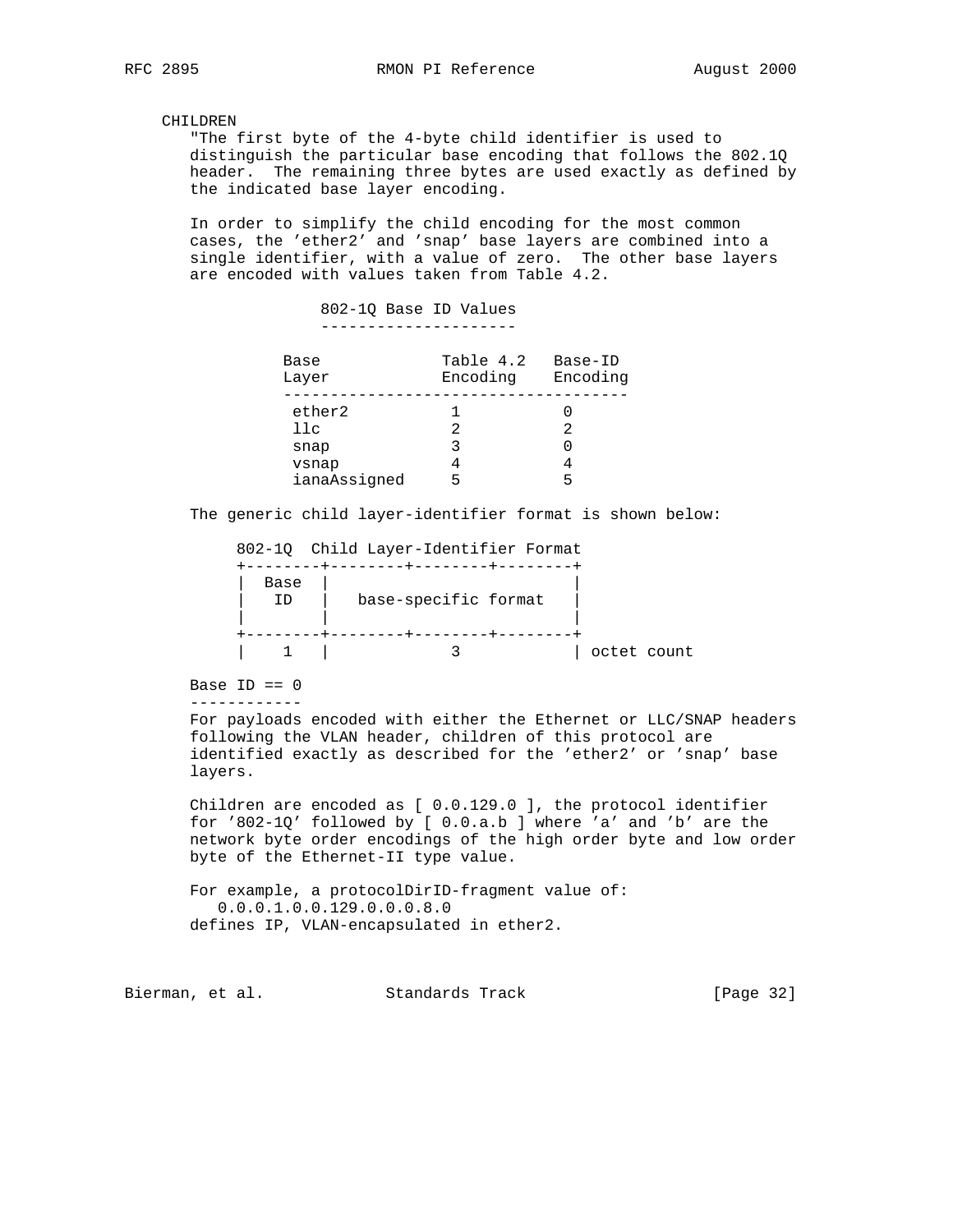CHILDREN

"The first byte of the 4-byte child identifier is used to distinguish the particular base encoding that follows the 802.1Q header. The remaining three bytes are used exactly as defined by the indicated base layer encoding.

In order to simplify the child encoding for the most common cases, the 'ether2' and 'snap' base layers are combined into a single identifier, with a value of zero. The other base layers are encoded with values taken from Table 4.2.

802-1Q Base ID Values

| Base Layer | Table 4.2 Encoding | Base-ID Encoding |
|---|---|---|
| ether2 | 1 | 0 |
| llc | 2 | 2 |
| snap | 3 | 0 |
| vsnap | 4 | 4 |
| ianaAssigned | 5 | 5 |

The generic child layer-identifier format is shown below:

```
     802-1Q  Child Layer-Identifier Format
     +--------+--------+--------+--------+
     |  Base  |                          |
     |   ID   |   base-specific format   |
     |        |                          |
     +--------+--------+--------+--------+
     |    1   |            3             | octet count
```

Base ID == 0
------------

For payloads encoded with either the Ethernet or LLC/SNAP headers following the VLAN header, children of this protocol are identified exactly as described for the 'ether2' or 'snap' base layers.

Children are encoded as [ 0.0.129.0 ], the protocol identifier for '802-1Q' followed by [ 0.0.a.b ] where 'a' and 'b' are the network byte order encodings of the high order byte and low order byte of the Ethernet-II type value.

For example, a protocolDirID-fragment value of:
   0.0.0.1.0.0.129.0.0.0.8.0
defines IP, VLAN-encapsulated in ether2.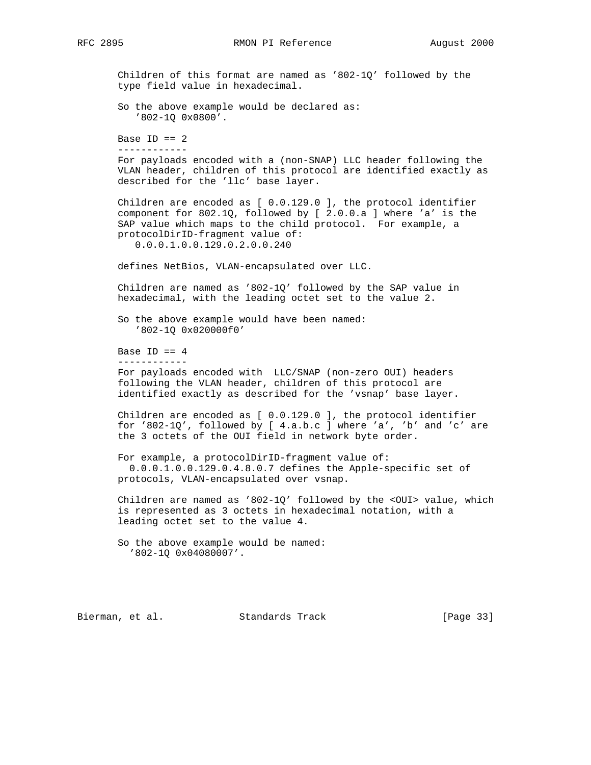Children of this format are named as '802-1Q' followed by the type field value in hexadecimal.

So the above example would be declared as:
   '802-1Q 0x0800'.

Base ID == 2
------------
For payloads encoded with a (non-SNAP) LLC header following the VLAN header, children of this protocol are identified exactly as described for the 'llc' base layer.

Children are encoded as [ 0.0.129.0 ], the protocol identifier component for 802.1Q, followed by [ 2.0.0.a ] where 'a' is the SAP value which maps to the child protocol. For example, a protocolDirID-fragment value of:
   0.0.0.1.0.0.129.0.2.0.0.240

defines NetBios, VLAN-encapsulated over LLC.

Children are named as '802-1Q' followed by the SAP value in hexadecimal, with the leading octet set to the value 2.

So the above example would have been named:
   '802-1Q 0x020000f0'

Base ID == 4
------------
For payloads encoded with LLC/SNAP (non-zero OUI) headers following the VLAN header, children of this protocol are identified exactly as described for the 'vsnap' base layer.

Children are encoded as [ 0.0.129.0 ], the protocol identifier for '802-1Q', followed by [ 4.a.b.c ] where 'a', 'b' and 'c' are the 3 octets of the OUI field in network byte order.

For example, a protocolDirID-fragment value of:
  0.0.0.1.0.0.129.0.4.8.0.7 defines the Apple-specific set of protocols, VLAN-encapsulated over vsnap.

Children are named as '802-1Q' followed by the <OUI> value, which is represented as 3 octets in hexadecimal notation, with a leading octet set to the value 4.

So the above example would be named:
  '802-1Q 0x04080007'.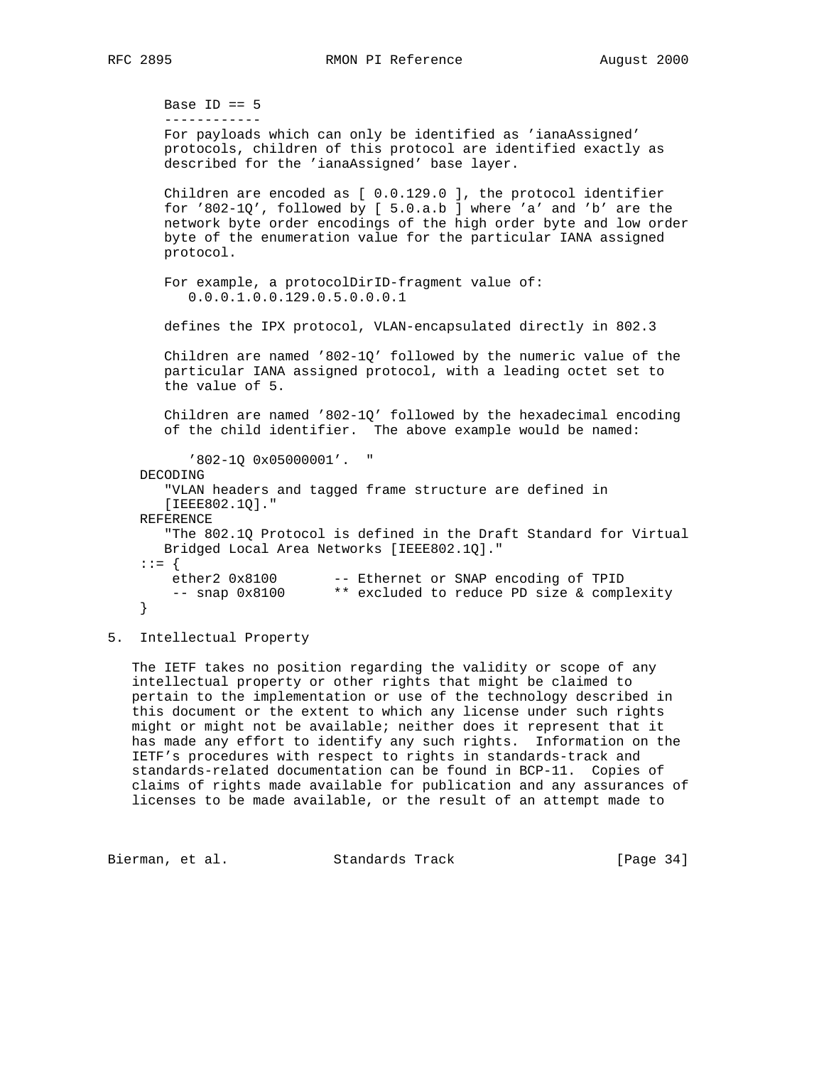```
        Base ID == 5
        ------------
        For payloads which can only be identified as 'ianaAssigned'
        protocols, children of this protocol are identified exactly as
        described for the 'ianaAssigned' base layer.

        Children are encoded as [ 0.0.129.0 ], the protocol identifier
        for '802-1Q', followed by [ 5.0.a.b ] where 'a' and 'b' are the
        network byte order encodings of the high order byte and low order
        byte of the enumeration value for the particular IANA assigned
        protocol.

        For example, a protocolDirID-fragment value of:
           0.0.0.1.0.0.129.0.5.0.0.0.1

        defines the IPX protocol, VLAN-encapsulated directly in 802.3

        Children are named '802-1Q' followed by the numeric value of the
        particular IANA assigned protocol, with a leading octet set to
        the value of 5.

        Children are named '802-1Q' followed by the hexadecimal encoding
        of the child identifier.  The above example would be named:

           '802-1Q 0x05000001'.  "
     DECODING
        "VLAN headers and tagged frame structure are defined in
        [IEEE802.1Q]."
     REFERENCE
        "The 802.1Q Protocol is defined in the Draft Standard for Virtual
        Bridged Local Area Networks [IEEE802.1Q]."
     ::= {
         ether2 0x8100       -- Ethernet or SNAP encoding of TPID
         -- snap 0x8100      ** excluded to reduce PD size & complexity
     }
```

## 5. Intellectual Property

The IETF takes no position regarding the validity or scope of any intellectual property or other rights that might be claimed to pertain to the implementation or use of the technology described in this document or the extent to which any license under such rights might or might not be available; neither does it represent that it has made any effort to identify any such rights. Information on the IETF's procedures with respect to rights in standards-track and standards-related documentation can be found in BCP-11. Copies of claims of rights made available for publication and any assurances of licenses to be made available, or the result of an attempt made to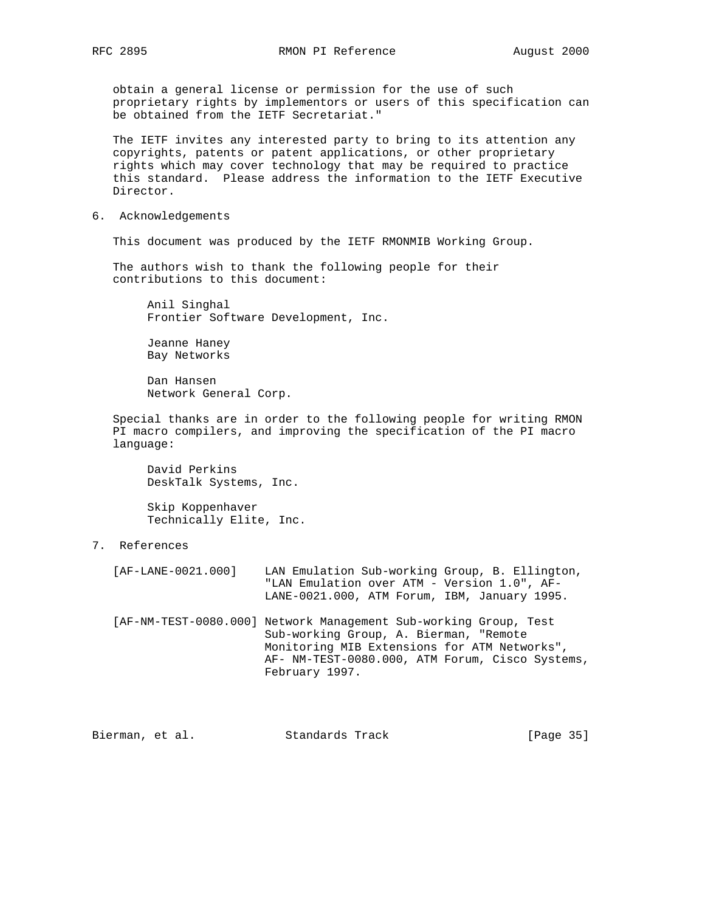obtain a general license or permission for the use of such proprietary rights by implementors or users of this specification can be obtained from the IETF Secretariat."

The IETF invites any interested party to bring to its attention any copyrights, patents or patent applications, or other proprietary rights which may cover technology that may be required to practice this standard. Please address the information to the IETF Executive Director.

## 6. Acknowledgements

This document was produced by the IETF RMONMIB Working Group.

The authors wish to thank the following people for their contributions to this document:

Anil Singhal
Frontier Software Development, Inc.

Jeanne Haney
Bay Networks

Dan Hansen
Network General Corp.

Special thanks are in order to the following people for writing RMON PI macro compilers, and improving the specification of the PI macro language:

David Perkins
DeskTalk Systems, Inc.

Skip Koppenhaver
Technically Elite, Inc.

## 7. References

[AF-LANE-0021.000] LAN Emulation Sub-working Group, B. Ellington, "LAN Emulation over ATM - Version 1.0", AF-LANE-0021.000, ATM Forum, IBM, January 1995.

[AF-NM-TEST-0080.000] Network Management Sub-working Group, Test Sub-working Group, A. Bierman, "Remote Monitoring MIB Extensions for ATM Networks", AF- NM-TEST-0080.000, ATM Forum, Cisco Systems, February 1997.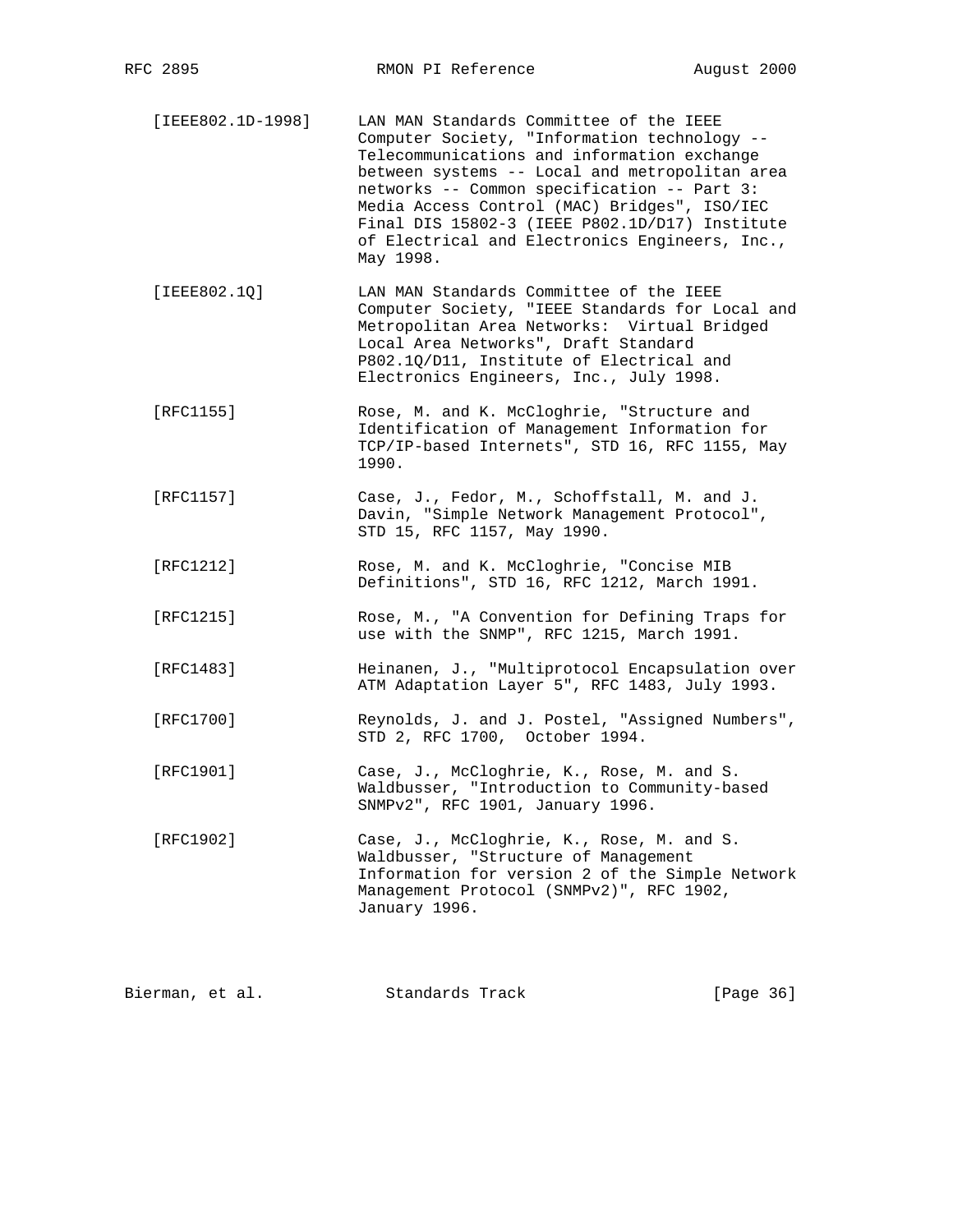[IEEE802.1D-1998] LAN MAN Standards Committee of the IEEE Computer Society, "Information technology -- Telecommunications and information exchange between systems -- Local and metropolitan area networks -- Common specification -- Part 3: Media Access Control (MAC) Bridges", ISO/IEC Final DIS 15802-3 (IEEE P802.1D/D17) Institute of Electrical and Electronics Engineers, Inc., May 1998.

[IEEE802.1Q] LAN MAN Standards Committee of the IEEE Computer Society, "IEEE Standards for Local and Metropolitan Area Networks: Virtual Bridged Local Area Networks", Draft Standard P802.1Q/D11, Institute of Electrical and Electronics Engineers, Inc., July 1998.

[RFC1155] Rose, M. and K. McCloghrie, "Structure and Identification of Management Information for TCP/IP-based Internets", STD 16, RFC 1155, May 1990.

[RFC1157] Case, J., Fedor, M., Schoffstall, M. and J. Davin, "Simple Network Management Protocol", STD 15, RFC 1157, May 1990.

[RFC1212] Rose, M. and K. McCloghrie, "Concise MIB Definitions", STD 16, RFC 1212, March 1991.

[RFC1215] Rose, M., "A Convention for Defining Traps for use with the SNMP", RFC 1215, March 1991.

[RFC1483] Heinanen, J., "Multiprotocol Encapsulation over ATM Adaptation Layer 5", RFC 1483, July 1993.

[RFC1700] Reynolds, J. and J. Postel, "Assigned Numbers", STD 2, RFC 1700, October 1994.

[RFC1901] Case, J., McCloghrie, K., Rose, M. and S. Waldbusser, "Introduction to Community-based SNMPv2", RFC 1901, January 1996.

[RFC1902] Case, J., McCloghrie, K., Rose, M. and S. Waldbusser, "Structure of Management Information for version 2 of the Simple Network Management Protocol (SNMPv2)", RFC 1902, January 1996.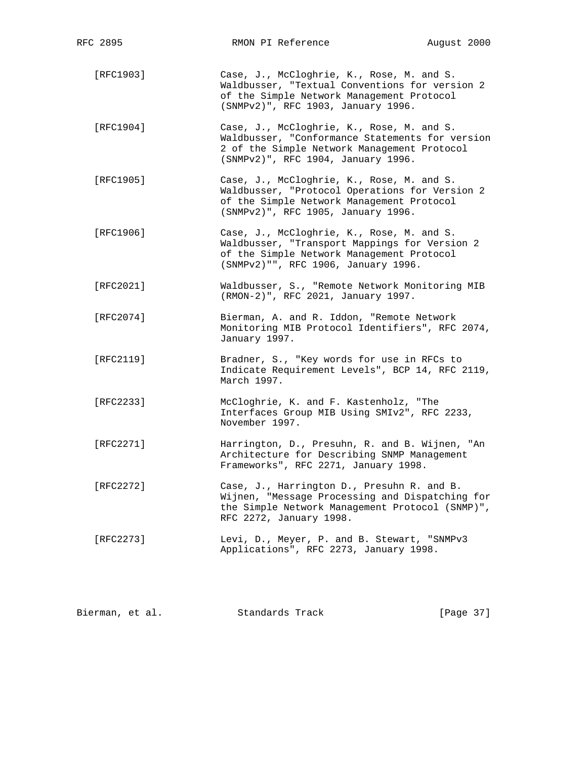[RFC1903] Case, J., McCloghrie, K., Rose, M. and S. Waldbusser, "Textual Conventions for version 2 of the Simple Network Management Protocol (SNMPv2)", RFC 1903, January 1996.

[RFC1904] Case, J., McCloghrie, K., Rose, M. and S. Waldbusser, "Conformance Statements for version 2 of the Simple Network Management Protocol (SNMPv2)", RFC 1904, January 1996.

[RFC1905] Case, J., McCloghrie, K., Rose, M. and S. Waldbusser, "Protocol Operations for Version 2 of the Simple Network Management Protocol (SNMPv2)", RFC 1905, January 1996.

[RFC1906] Case, J., McCloghrie, K., Rose, M. and S. Waldbusser, "Transport Mappings for Version 2 of the Simple Network Management Protocol (SNMPv2)"", RFC 1906, January 1996.

[RFC2021] Waldbusser, S., "Remote Network Monitoring MIB (RMON-2)", RFC 2021, January 1997.

[RFC2074] Bierman, A. and R. Iddon, "Remote Network Monitoring MIB Protocol Identifiers", RFC 2074, January 1997.

[RFC2119] Bradner, S., "Key words for use in RFCs to Indicate Requirement Levels", BCP 14, RFC 2119, March 1997.

[RFC2233] McCloghrie, K. and F. Kastenholz, "The Interfaces Group MIB Using SMIv2", RFC 2233, November 1997.

[RFC2271] Harrington, D., Presuhn, R. and B. Wijnen, "An Architecture for Describing SNMP Management Frameworks", RFC 2271, January 1998.

[RFC2272] Case, J., Harrington D., Presuhn R. and B. Wijnen, "Message Processing and Dispatching for the Simple Network Management Protocol (SNMP)", RFC 2272, January 1998.

[RFC2273] Levi, D., Meyer, P. and B. Stewart, "SNMPv3 Applications", RFC 2273, January 1998.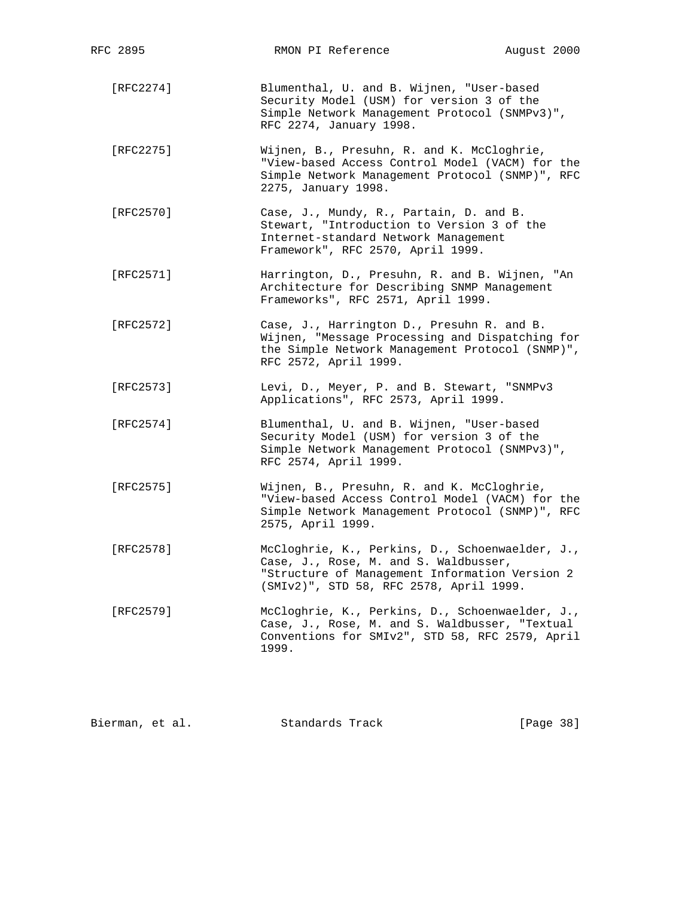[RFC2274] Blumenthal, U. and B. Wijnen, "User-based Security Model (USM) for version 3 of the Simple Network Management Protocol (SNMPv3)", RFC 2274, January 1998.

[RFC2275] Wijnen, B., Presuhn, R. and K. McCloghrie, "View-based Access Control Model (VACM) for the Simple Network Management Protocol (SNMP)", RFC 2275, January 1998.

[RFC2570] Case, J., Mundy, R., Partain, D. and B. Stewart, "Introduction to Version 3 of the Internet-standard Network Management Framework", RFC 2570, April 1999.

[RFC2571] Harrington, D., Presuhn, R. and B. Wijnen, "An Architecture for Describing SNMP Management Frameworks", RFC 2571, April 1999.

[RFC2572] Case, J., Harrington D., Presuhn R. and B. Wijnen, "Message Processing and Dispatching for the Simple Network Management Protocol (SNMP)", RFC 2572, April 1999.

[RFC2573] Levi, D., Meyer, P. and B. Stewart, "SNMPv3 Applications", RFC 2573, April 1999.

[RFC2574] Blumenthal, U. and B. Wijnen, "User-based Security Model (USM) for version 3 of the Simple Network Management Protocol (SNMPv3)", RFC 2574, April 1999.

[RFC2575] Wijnen, B., Presuhn, R. and K. McCloghrie, "View-based Access Control Model (VACM) for the Simple Network Management Protocol (SNMP)", RFC 2575, April 1999.

[RFC2578] McCloghrie, K., Perkins, D., Schoenwaelder, J., Case, J., Rose, M. and S. Waldbusser, "Structure of Management Information Version 2 (SMIv2)", STD 58, RFC 2578, April 1999.

[RFC2579] McCloghrie, K., Perkins, D., Schoenwaelder, J., Case, J., Rose, M. and S. Waldbusser, "Textual Conventions for SMIv2", STD 58, RFC 2579, April 1999.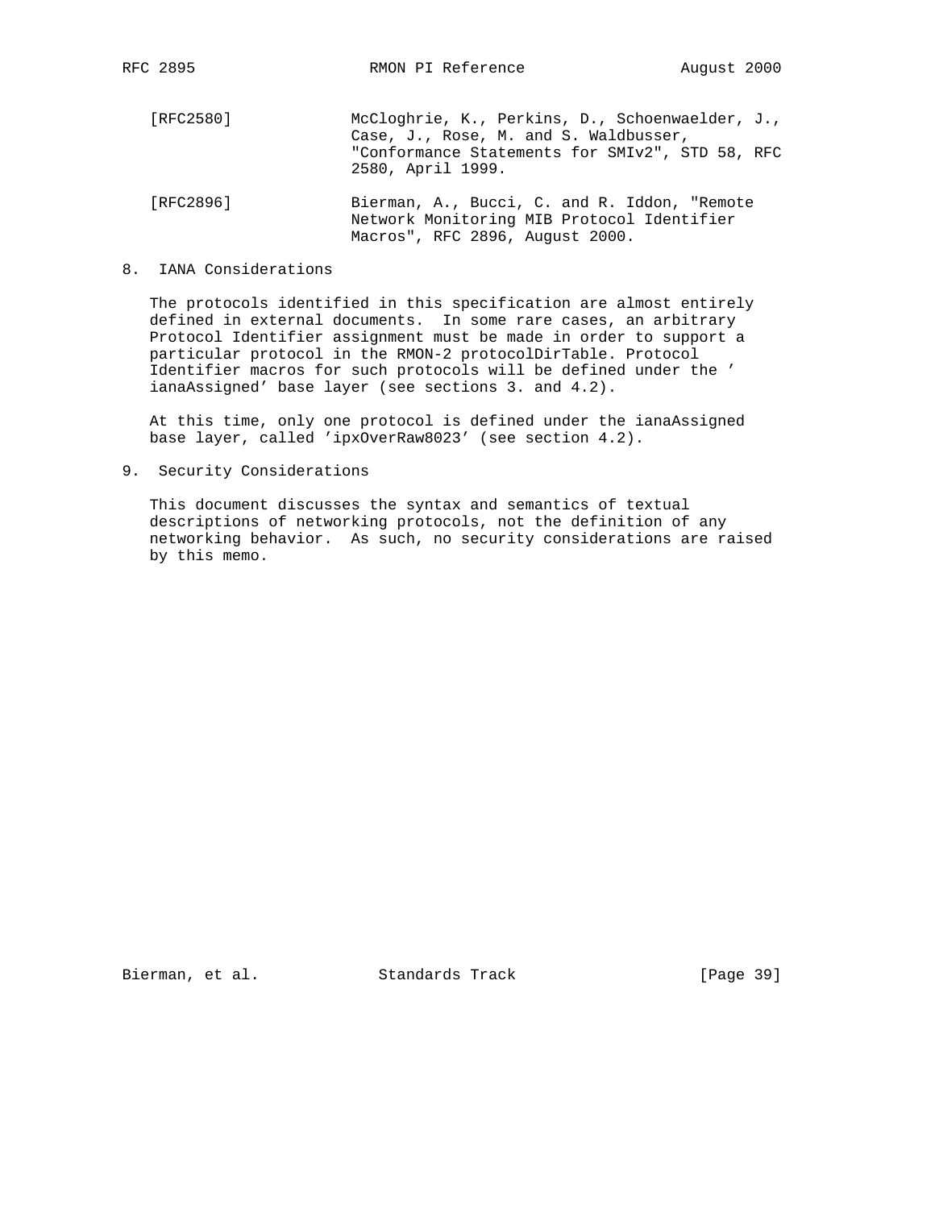[RFC2580] McCloghrie, K., Perkins, D., Schoenwaelder, J., Case, J., Rose, M. and S. Waldbusser, "Conformance Statements for SMIv2", STD 58, RFC 2580, April 1999.

[RFC2896] Bierman, A., Bucci, C. and R. Iddon, "Remote Network Monitoring MIB Protocol Identifier Macros", RFC 2896, August 2000.

## 8. IANA Considerations

The protocols identified in this specification are almost entirely defined in external documents. In some rare cases, an arbitrary Protocol Identifier assignment must be made in order to support a particular protocol in the RMON-2 protocolDirTable. Protocol Identifier macros for such protocols will be defined under the ' ianaAssigned' base layer (see sections 3. and 4.2).

At this time, only one protocol is defined under the ianaAssigned base layer, called 'ipxOverRaw8023' (see section 4.2).

## 9. Security Considerations

This document discusses the syntax and semantics of textual descriptions of networking protocols, not the definition of any networking behavior. As such, no security considerations are raised by this memo.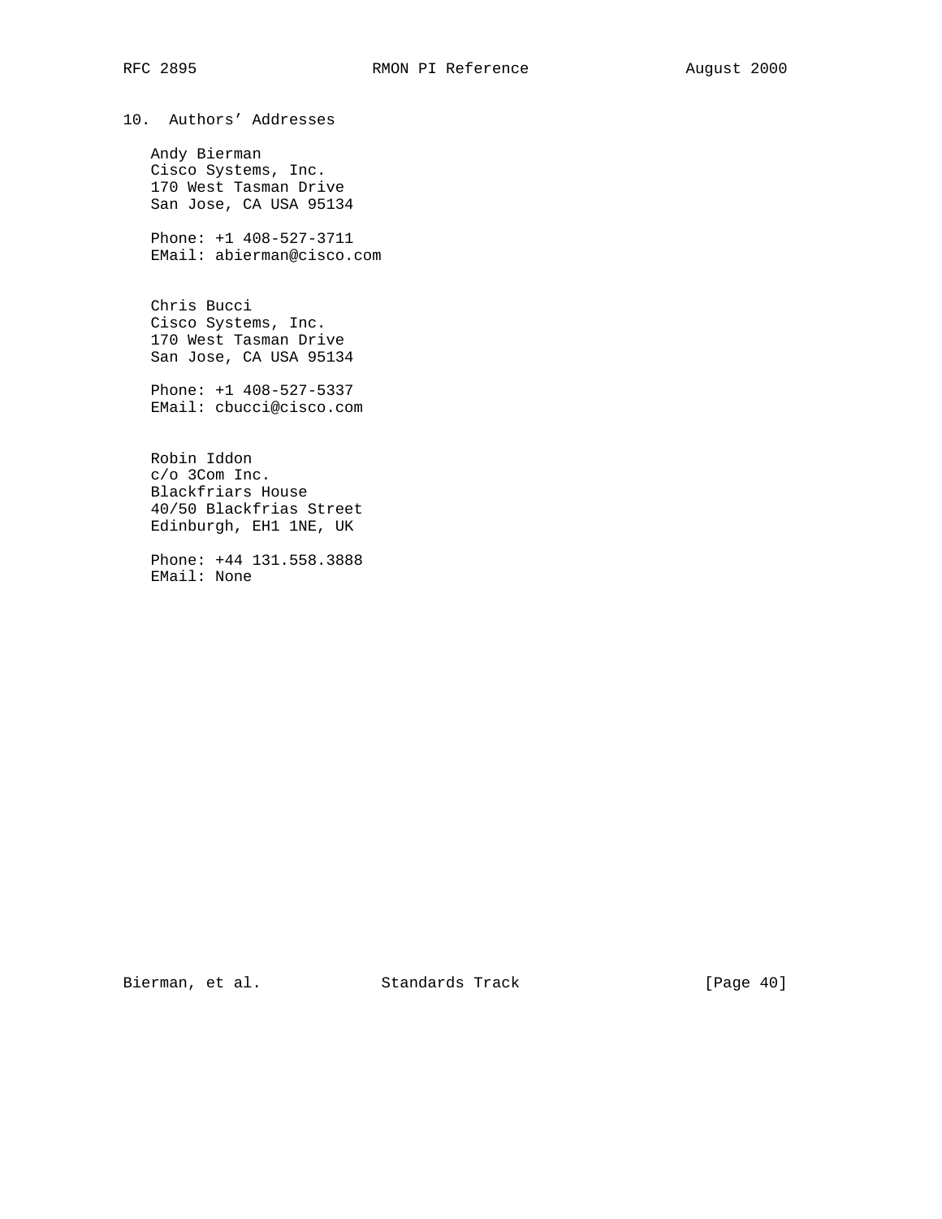## 10. Authors' Addresses

Andy Bierman
Cisco Systems, Inc.
170 West Tasman Drive
San Jose, CA USA 95134

Phone: +1 408-527-3711
EMail: abierman@cisco.com

Chris Bucci
Cisco Systems, Inc.
170 West Tasman Drive
San Jose, CA USA 95134

Phone: +1 408-527-5337
EMail: cbucci@cisco.com

Robin Iddon
c/o 3Com Inc.
Blackfriars House
40/50 Blackfrias Street
Edinburgh, EH1 1NE, UK

Phone: +44 131.558.3888
EMail: None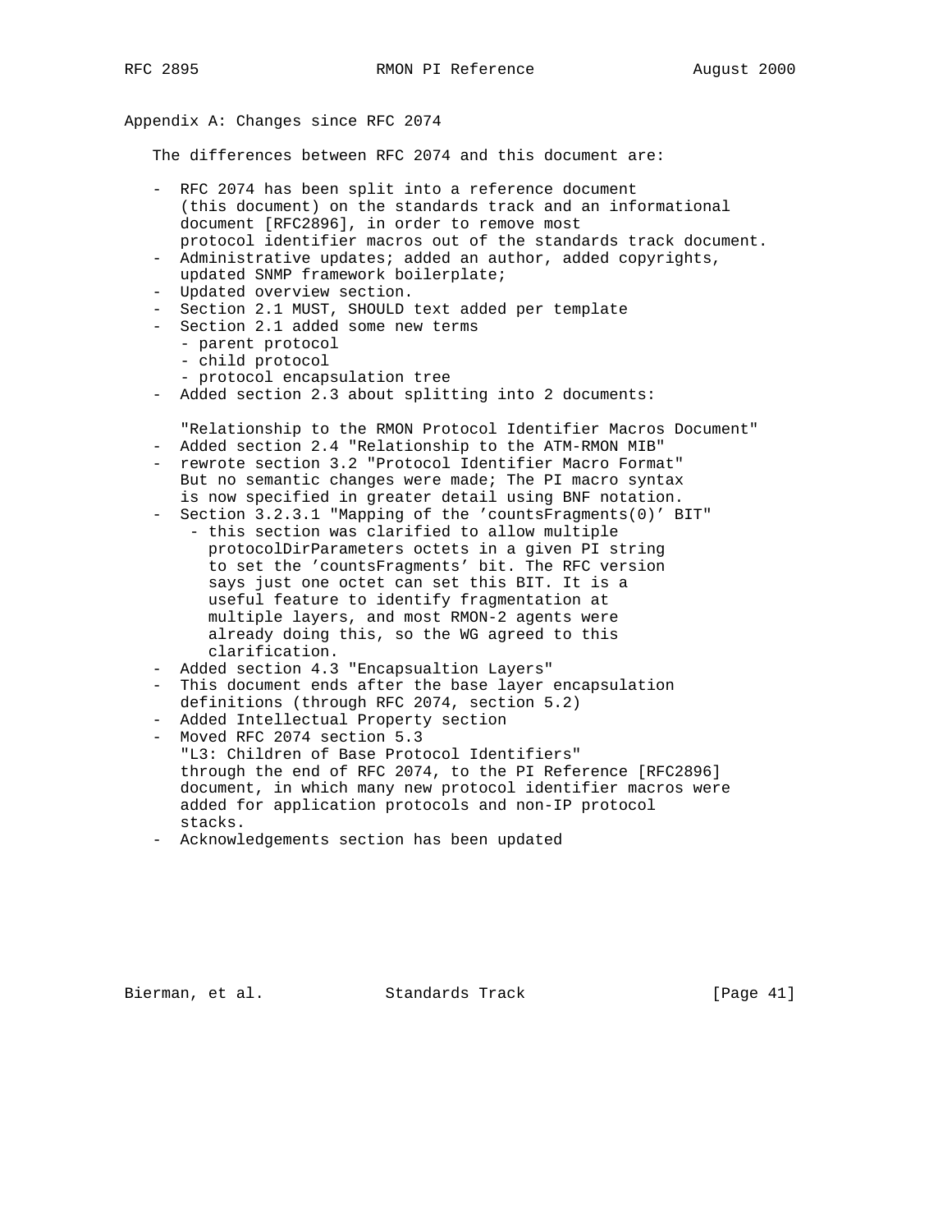## Appendix A: Changes since RFC 2074

The differences between RFC 2074 and this document are:

- RFC 2074 has been split into a reference document (this document) on the standards track and an informational document [RFC2896], in order to remove most protocol identifier macros out of the standards track document.
- Administrative updates; added an author, added copyrights, updated SNMP framework boilerplate;
- Updated overview section.
- Section 2.1 MUST, SHOULD text added per template
- Section 2.1 added some new terms
  - parent protocol
  - child protocol
  - protocol encapsulation tree
- Added section 2.3 about splitting into 2 documents:

  "Relationship to the RMON Protocol Identifier Macros Document"
- Added section 2.4 "Relationship to the ATM-RMON MIB"
- rewrote section 3.2 "Protocol Identifier Macro Format" But no semantic changes were made; The PI macro syntax is now specified in greater detail using BNF notation.
- Section 3.2.3.1 "Mapping of the 'countsFragments(0)' BIT"
  - this section was clarified to allow multiple protocolDirParameters octets in a given PI string to set the 'countsFragments' bit. The RFC version says just one octet can set this BIT. It is a useful feature to identify fragmentation at multiple layers, and most RMON-2 agents were already doing this, so the WG agreed to this clarification.
- Added section 4.3 "Encapsualtion Layers"
- This document ends after the base layer encapsulation definitions (through RFC 2074, section 5.2)
- Added Intellectual Property section
- Moved RFC 2074 section 5.3 "L3: Children of Base Protocol Identifiers" through the end of RFC 2074, to the PI Reference [RFC2896] document, in which many new protocol identifier macros were added for application protocols and non-IP protocol stacks.
- Acknowledgements section has been updated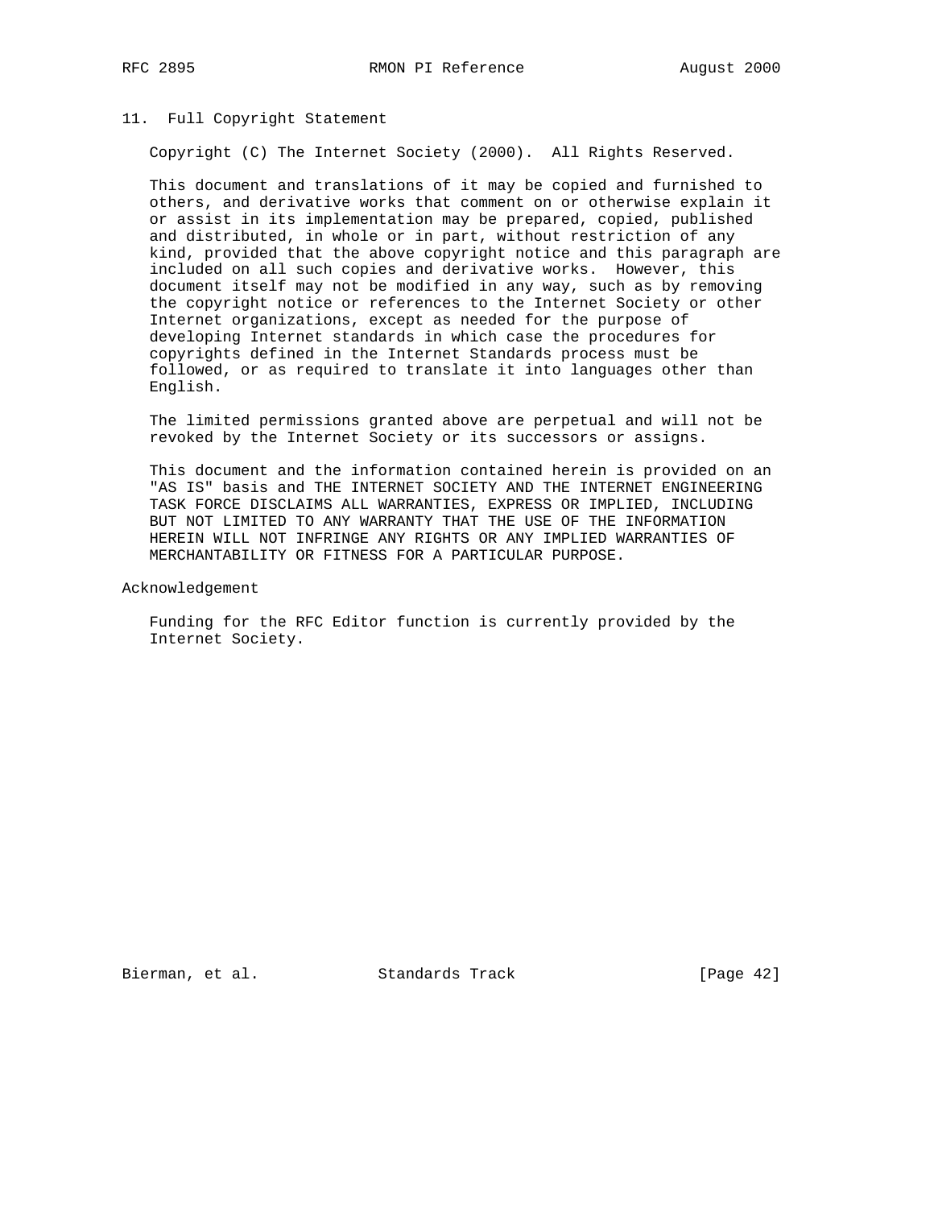## 11. Full Copyright Statement

Copyright (C) The Internet Society (2000). All Rights Reserved.

This document and translations of it may be copied and furnished to others, and derivative works that comment on or otherwise explain it or assist in its implementation may be prepared, copied, published and distributed, in whole or in part, without restriction of any kind, provided that the above copyright notice and this paragraph are included on all such copies and derivative works. However, this document itself may not be modified in any way, such as by removing the copyright notice or references to the Internet Society or other Internet organizations, except as needed for the purpose of developing Internet standards in which case the procedures for copyrights defined in the Internet Standards process must be followed, or as required to translate it into languages other than English.

The limited permissions granted above are perpetual and will not be revoked by the Internet Society or its successors or assigns.

This document and the information contained herein is provided on an "AS IS" basis and THE INTERNET SOCIETY AND THE INTERNET ENGINEERING TASK FORCE DISCLAIMS ALL WARRANTIES, EXPRESS OR IMPLIED, INCLUDING BUT NOT LIMITED TO ANY WARRANTY THAT THE USE OF THE INFORMATION HEREIN WILL NOT INFRINGE ANY RIGHTS OR ANY IMPLIED WARRANTIES OF MERCHANTABILITY OR FITNESS FOR A PARTICULAR PURPOSE.

## Acknowledgement

Funding for the RFC Editor function is currently provided by the Internet Society.